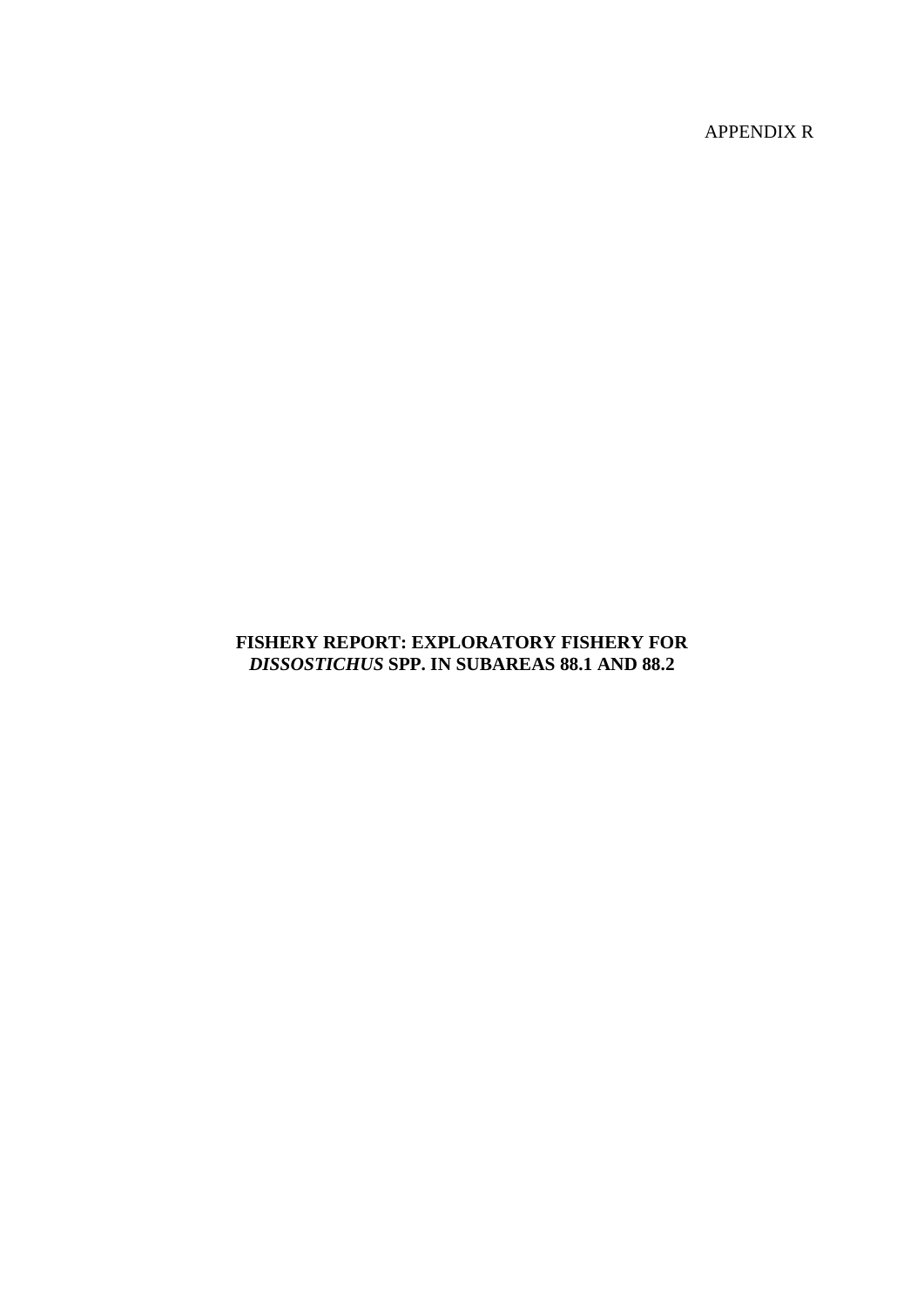APPENDIX R

# FISHERY REPORT: EXPLORATORY FISHERY FOR *DISSOSTICHUS* SPP. IN SUBAREAS 88.1 AND 88.2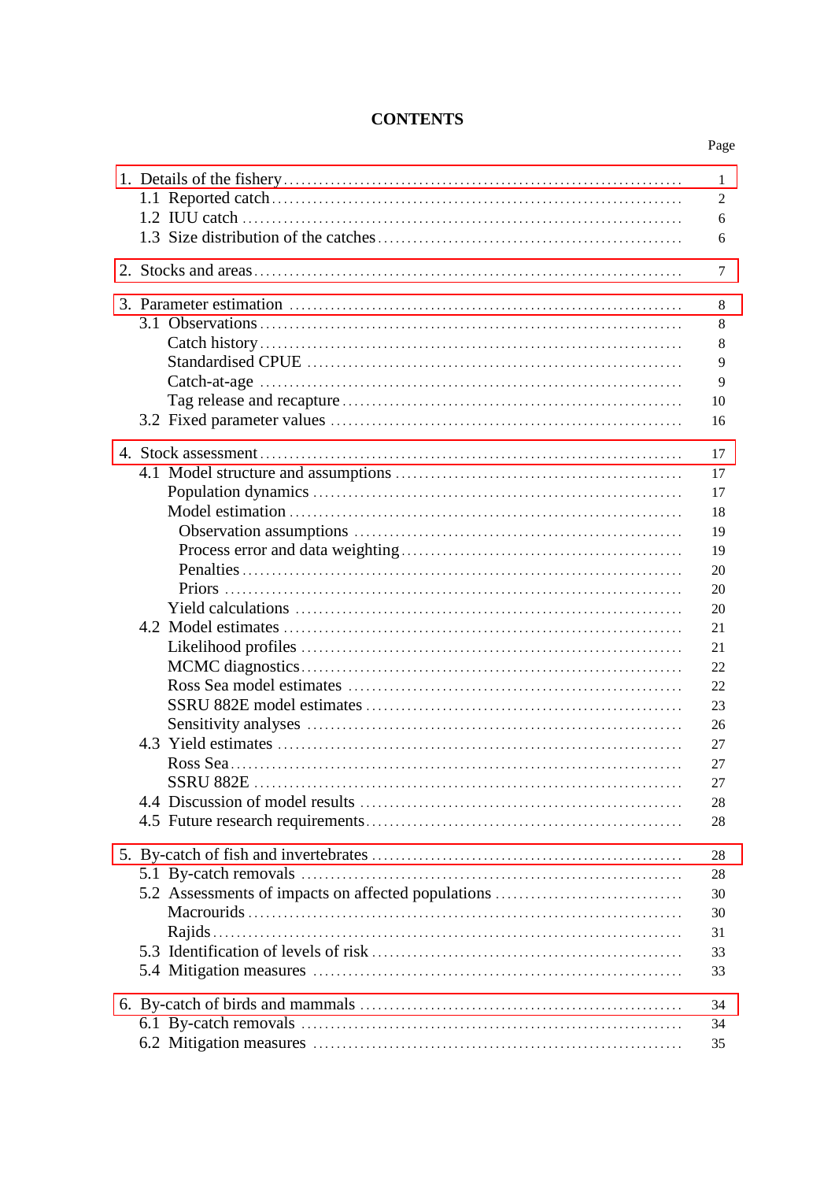# CONTENTS

| | Page |
|---|---|
| 1. Details of the fishery | 1 |
| 1.1 Reported catch | 2 |
| 1.2 IUU catch | 6 |
| 1.3 Size distribution of the catches | 6 |
| 2. Stocks and areas | 7 |
| 3. Parameter estimation | 8 |
| 3.1 Observations | 8 |
| Catch history | 8 |
| Standardised CPUE | 9 |
| Catch-at-age | 9 |
| Tag release and recapture | 10 |
| 3.2 Fixed parameter values | 16 |
| 4. Stock assessment | 17 |
| 4.1 Model structure and assumptions | 17 |
| Population dynamics | 17 |
| Model estimation | 18 |
| Observation assumptions | 19 |
| Process error and data weighting | 19 |
| Penalties | 20 |
| Priors | 20 |
| Yield calculations | 20 |
| 4.2 Model estimates | 21 |
| Likelihood profiles | 21 |
| MCMC diagnostics | 22 |
| Ross Sea model estimates | 22 |
| SSRU 882E model estimates | 23 |
| Sensitivity analyses | 26 |
| 4.3 Yield estimates | 27 |
| Ross Sea | 27 |
| SSRU 882E | 27 |
| 4.4 Discussion of model results | 28 |
| 4.5 Future research requirements | 28 |
| 5. By-catch of fish and invertebrates | 28 |
| 5.1 By-catch removals | 28 |
| 5.2 Assessments of impacts on affected populations | 30 |
| Macrourids | 30 |
| Rajids | 31 |
| 5.3 Identification of levels of risk | 33 |
| 5.4 Mitigation measures | 33 |
| 6. By-catch of birds and mammals | 34 |
| 6.1 By-catch removals | 34 |
| 6.2 Mitigation measures | 35 |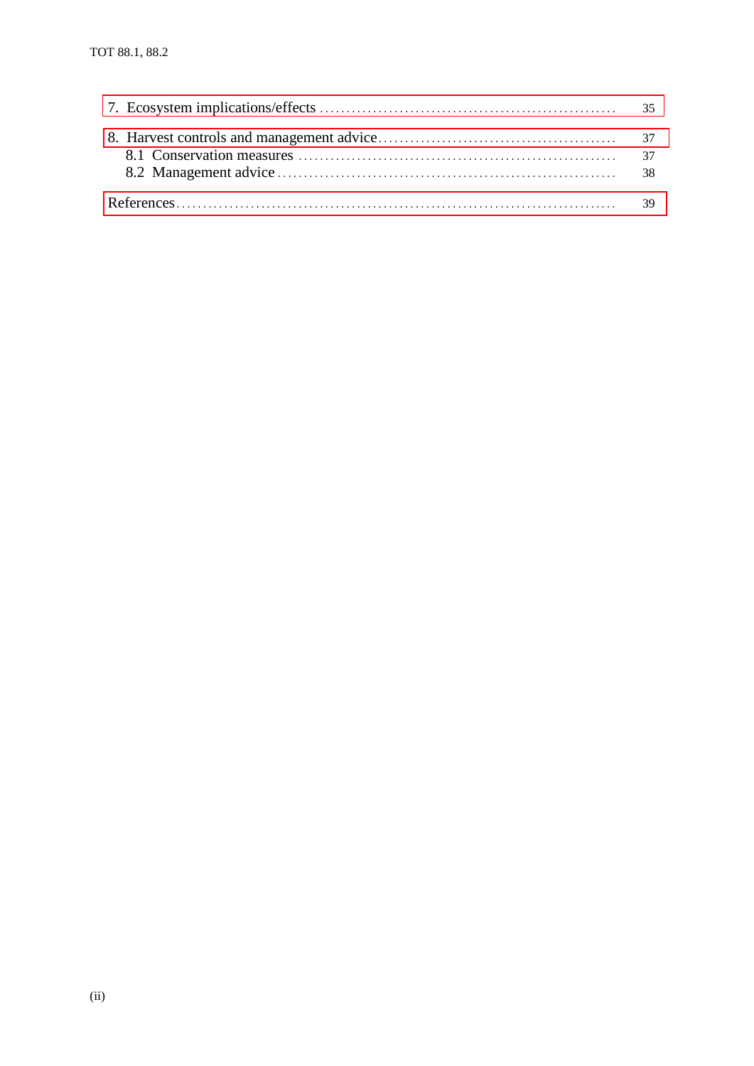7. Ecosystem implications/effects ........................................................ 35

8. Harvest controls and management advice ............................................ 37
   8.1 Conservation measures ........................................................... 37
   8.2 Management advice ................................................................ 38

References ........................................................................................ 39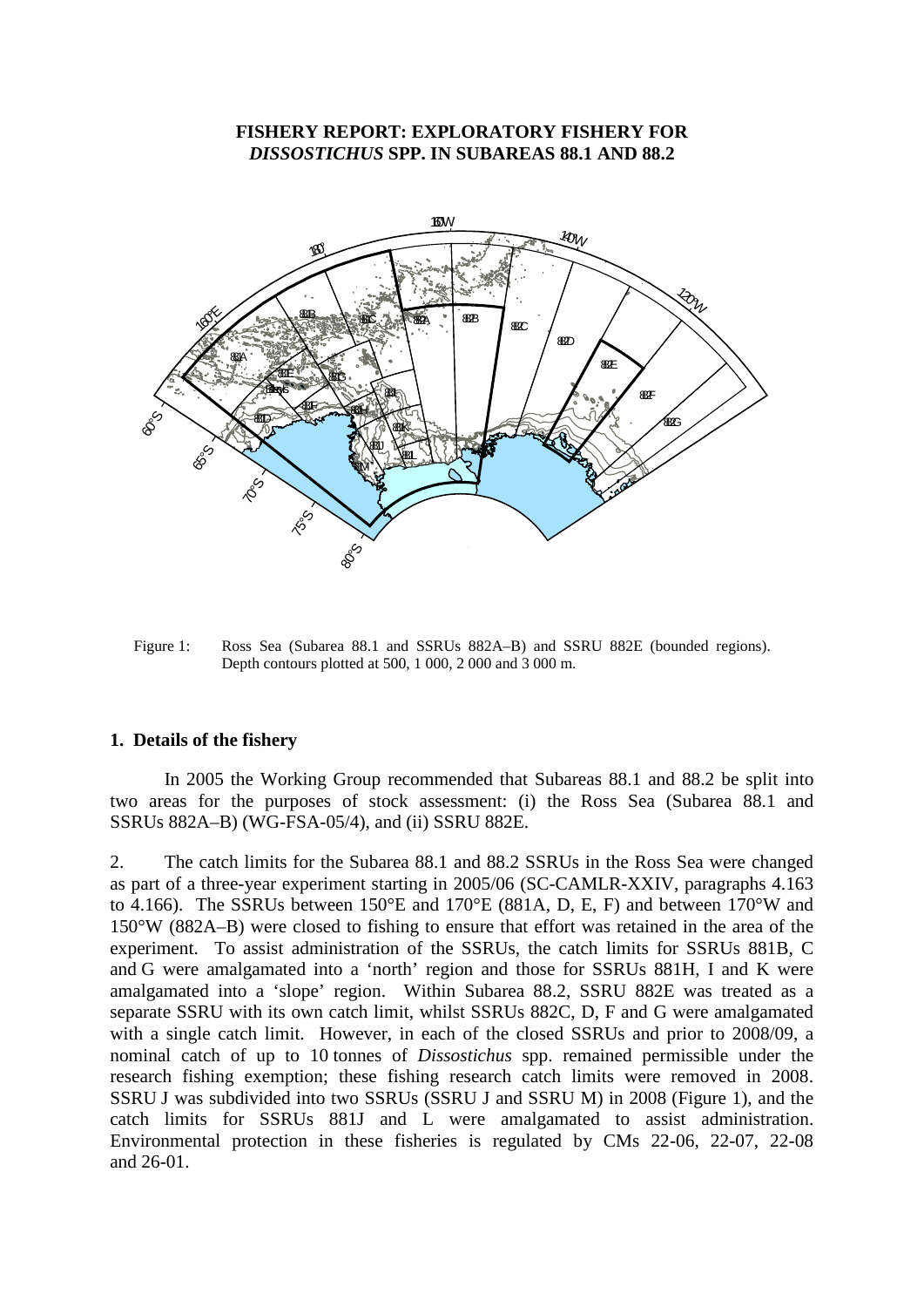# FISHERY REPORT: EXPLORATORY FISHERY FOR *DISSOSTICHUS* SPP. IN SUBAREAS 88.1 AND 88.2

Figure 1: Ross Sea (Subarea 88.1 and SSRUs 882A–B) and SSRU 882E (bounded regions). Depth contours plotted at 500, 1 000, 2 000 and 3 000 m.

## 1. Details of the fishery

In 2005 the Working Group recommended that Subareas 88.1 and 88.2 be split into two areas for the purposes of stock assessment: (i) the Ross Sea (Subarea 88.1 and SSRUs 882A–B) (WG-FSA-05/4), and (ii) SSRU 882E.

2. The catch limits for the Subarea 88.1 and 88.2 SSRUs in the Ross Sea were changed as part of a three-year experiment starting in 2005/06 (SC-CAMLR-XXIV, paragraphs 4.163 to 4.166). The SSRUs between 150°E and 170°E (881A, D, E, F) and between 170°W and 150°W (882A–B) were closed to fishing to ensure that effort was retained in the area of the experiment. To assist administration of the SSRUs, the catch limits for SSRUs 881B, C and G were amalgamated into a 'north' region and those for SSRUs 881H, I and K were amalgamated into a 'slope' region. Within Subarea 88.2, SSRU 882E was treated as a separate SSRU with its own catch limit, whilst SSRUs 882C, D, F and G were amalgamated with a single catch limit. However, in each of the closed SSRUs and prior to 2008/09, a nominal catch of up to 10 tonnes of *Dissostichus* spp. remained permissible under the research fishing exemption; these fishing research catch limits were removed in 2008. SSRU J was subdivided into two SSRUs (SSRU J and SSRU M) in 2008 (Figure 1), and the catch limits for SSRUs 881J and L were amalgamated to assist administration. Environmental protection in these fisheries is regulated by CMs 22-06, 22-07, 22-08 and 26-01.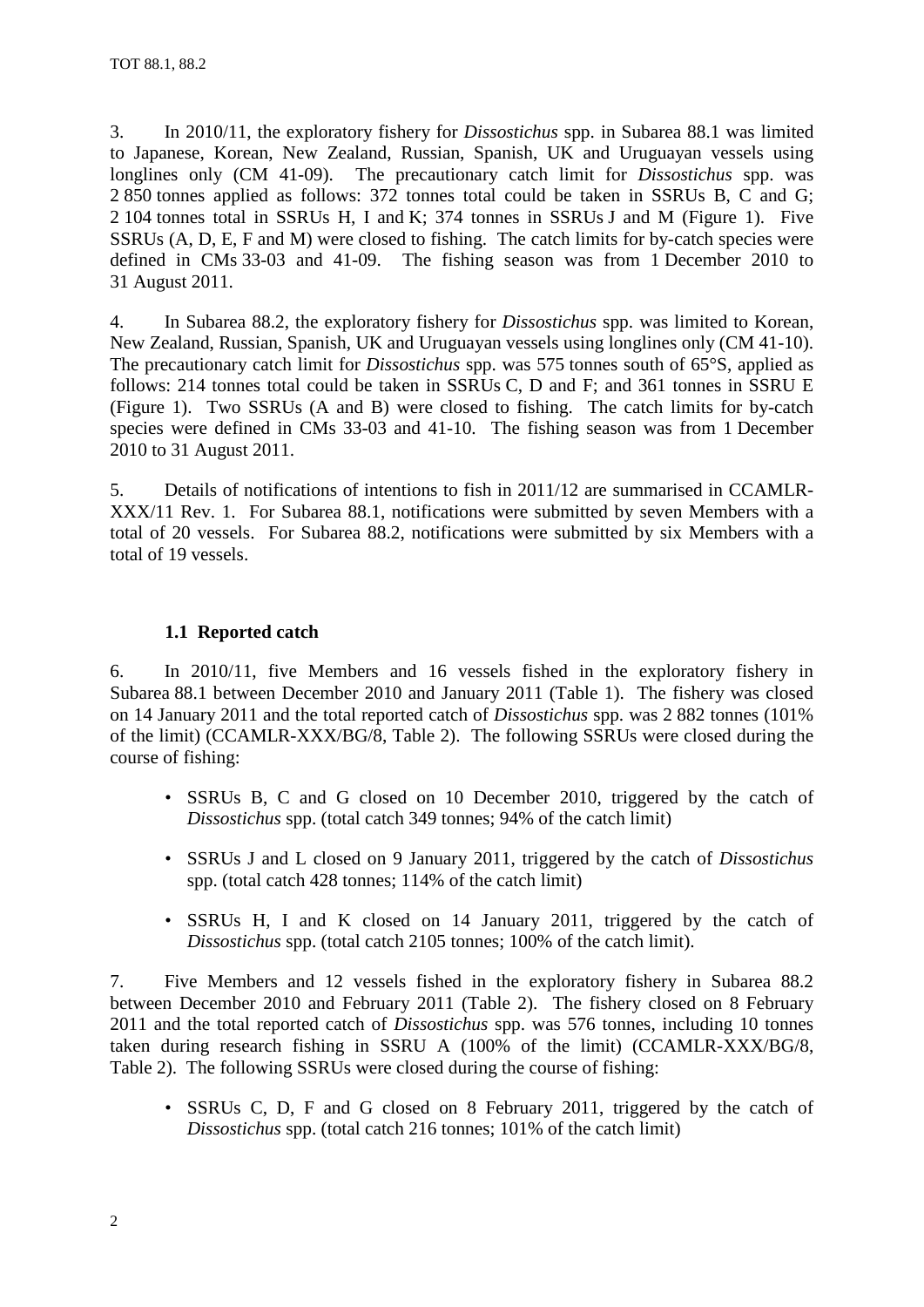3. In 2010/11, the exploratory fishery for *Dissostichus* spp. in Subarea 88.1 was limited to Japanese, Korean, New Zealand, Russian, Spanish, UK and Uruguayan vessels using longlines only (CM 41-09). The precautionary catch limit for *Dissostichus* spp. was 2 850 tonnes applied as follows: 372 tonnes total could be taken in SSRUs B, C and G; 2 104 tonnes total in SSRUs H, I and K; 374 tonnes in SSRUs J and M (Figure 1). Five SSRUs (A, D, E, F and M) were closed to fishing. The catch limits for by-catch species were defined in CMs 33-03 and 41-09. The fishing season was from 1 December 2010 to 31 August 2011.

4. In Subarea 88.2, the exploratory fishery for *Dissostichus* spp. was limited to Korean, New Zealand, Russian, Spanish, UK and Uruguayan vessels using longlines only (CM 41-10). The precautionary catch limit for *Dissostichus* spp. was 575 tonnes south of 65°S, applied as follows: 214 tonnes total could be taken in SSRUs C, D and F; and 361 tonnes in SSRU E (Figure 1). Two SSRUs (A and B) were closed to fishing. The catch limits for by-catch species were defined in CMs 33-03 and 41-10. The fishing season was from 1 December 2010 to 31 August 2011.

5. Details of notifications of intentions to fish in 2011/12 are summarised in CCAMLR-XXX/11 Rev. 1. For Subarea 88.1, notifications were submitted by seven Members with a total of 20 vessels. For Subarea 88.2, notifications were submitted by six Members with a total of 19 vessels.

### 1.1 Reported catch

6. In 2010/11, five Members and 16 vessels fished in the exploratory fishery in Subarea 88.1 between December 2010 and January 2011 (Table 1). The fishery was closed on 14 January 2011 and the total reported catch of *Dissostichus* spp. was 2 882 tonnes (101% of the limit) (CCAMLR-XXX/BG/8, Table 2). The following SSRUs were closed during the course of fishing:

- SSRUs B, C and G closed on 10 December 2010, triggered by the catch of *Dissostichus* spp. (total catch 349 tonnes; 94% of the catch limit)
- SSRUs J and L closed on 9 January 2011, triggered by the catch of *Dissostichus* spp. (total catch 428 tonnes; 114% of the catch limit)
- SSRUs H, I and K closed on 14 January 2011, triggered by the catch of *Dissostichus* spp. (total catch 2105 tonnes; 100% of the catch limit).

7. Five Members and 12 vessels fished in the exploratory fishery in Subarea 88.2 between December 2010 and February 2011 (Table 2). The fishery closed on 8 February 2011 and the total reported catch of *Dissostichus* spp. was 576 tonnes, including 10 tonnes taken during research fishing in SSRU A (100% of the limit) (CCAMLR-XXX/BG/8, Table 2). The following SSRUs were closed during the course of fishing:

- SSRUs C, D, F and G closed on 8 February 2011, triggered by the catch of *Dissostichus* spp. (total catch 216 tonnes; 101% of the catch limit)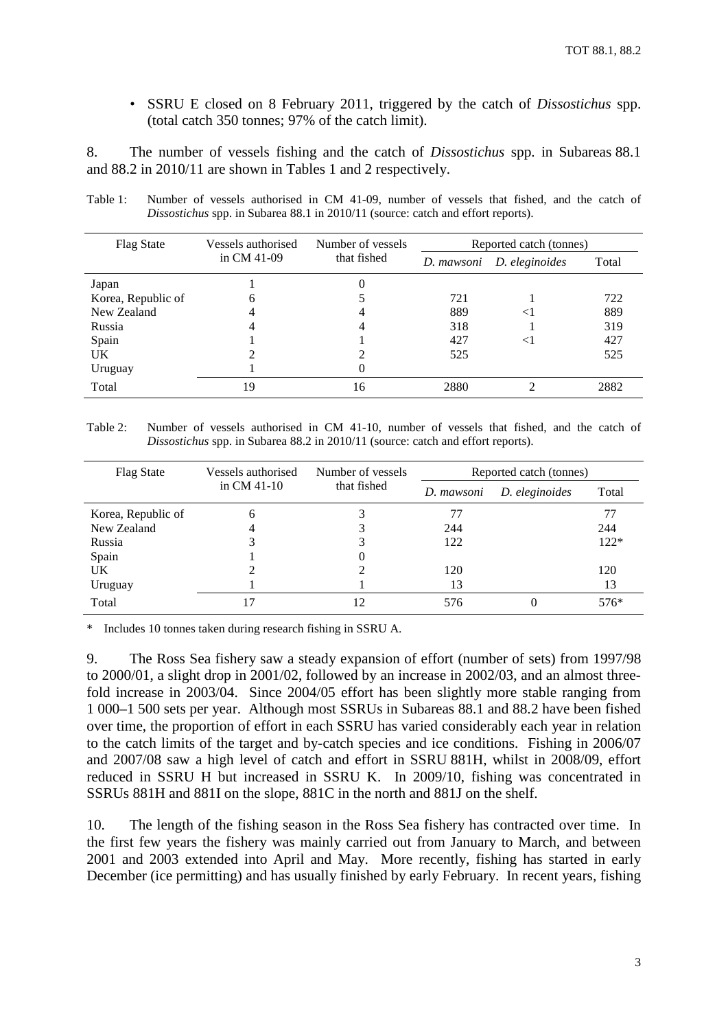- SSRU E closed on 8 February 2011, triggered by the catch of *Dissostichus* spp. (total catch 350 tonnes; 97% of the catch limit).

8. The number of vessels fishing and the catch of *Dissostichus* spp. in Subareas 88.1 and 88.2 in 2010/11 are shown in Tables 1 and 2 respectively.

Table 1: Number of vessels authorised in CM 41-09, number of vessels that fished, and the catch of *Dissostichus* spp. in Subarea 88.1 in 2010/11 (source: catch and effort reports).

| Flag State | Vessels authorised in CM 41-09 | Number of vessels that fished | Reported catch (tonnes) | | |
|---|---|---|---|---|---|
| | | | *D. mawsoni* | *D. eleginoides* | Total |
| Japan | 1 | 0 | | | |
| Korea, Republic of | 6 | 5 | 721 | 1 | 722 |
| New Zealand | 4 | 4 | 889 | <1 | 889 |
| Russia | 4 | 4 | 318 | 1 | 319 |
| Spain | 1 | 1 | 427 | <1 | 427 |
| UK | 2 | 2 | 525 | | 525 |
| Uruguay | 1 | 0 | | | |
| Total | 19 | 16 | 2880 | 2 | 2882 |

Table 2: Number of vessels authorised in CM 41-10, number of vessels that fished, and the catch of *Dissostichus* spp. in Subarea 88.2 in 2010/11 (source: catch and effort reports).

| Flag State | Vessels authorised in CM 41-10 | Number of vessels that fished | Reported catch (tonnes) | | |
|---|---|---|---|---|---|
| | | | *D. mawsoni* | *D. eleginoides* | Total |
| Korea, Republic of | 6 | 3 | 77 | | 77 |
| New Zealand | 4 | 3 | 244 | | 244 |
| Russia | 3 | 3 | 122 | | 122* |
| Spain | 1 | 0 | | | |
| UK | 2 | 2 | 120 | | 120 |
| Uruguay | 1 | 1 | 13 | | 13 |
| Total | 17 | 12 | 576 | 0 | 576* |

\* Includes 10 tonnes taken during research fishing in SSRU A.

9. The Ross Sea fishery saw a steady expansion of effort (number of sets) from 1997/98 to 2000/01, a slight drop in 2001/02, followed by an increase in 2002/03, and an almost three-fold increase in 2003/04. Since 2004/05 effort has been slightly more stable ranging from 1 000–1 500 sets per year. Although most SSRUs in Subareas 88.1 and 88.2 have been fished over time, the proportion of effort in each SSRU has varied considerably each year in relation to the catch limits of the target and by-catch species and ice conditions. Fishing in 2006/07 and 2007/08 saw a high level of catch and effort in SSRU 881H, whilst in 2008/09, effort reduced in SSRU H but increased in SSRU K. In 2009/10, fishing was concentrated in SSRUs 881H and 881I on the slope, 881C in the north and 881J on the shelf.

10. The length of the fishing season in the Ross Sea fishery has contracted over time. In the first few years the fishery was mainly carried out from January to March, and between 2001 and 2003 extended into April and May. More recently, fishing has started in early December (ice permitting) and has usually finished by early February. In recent years, fishing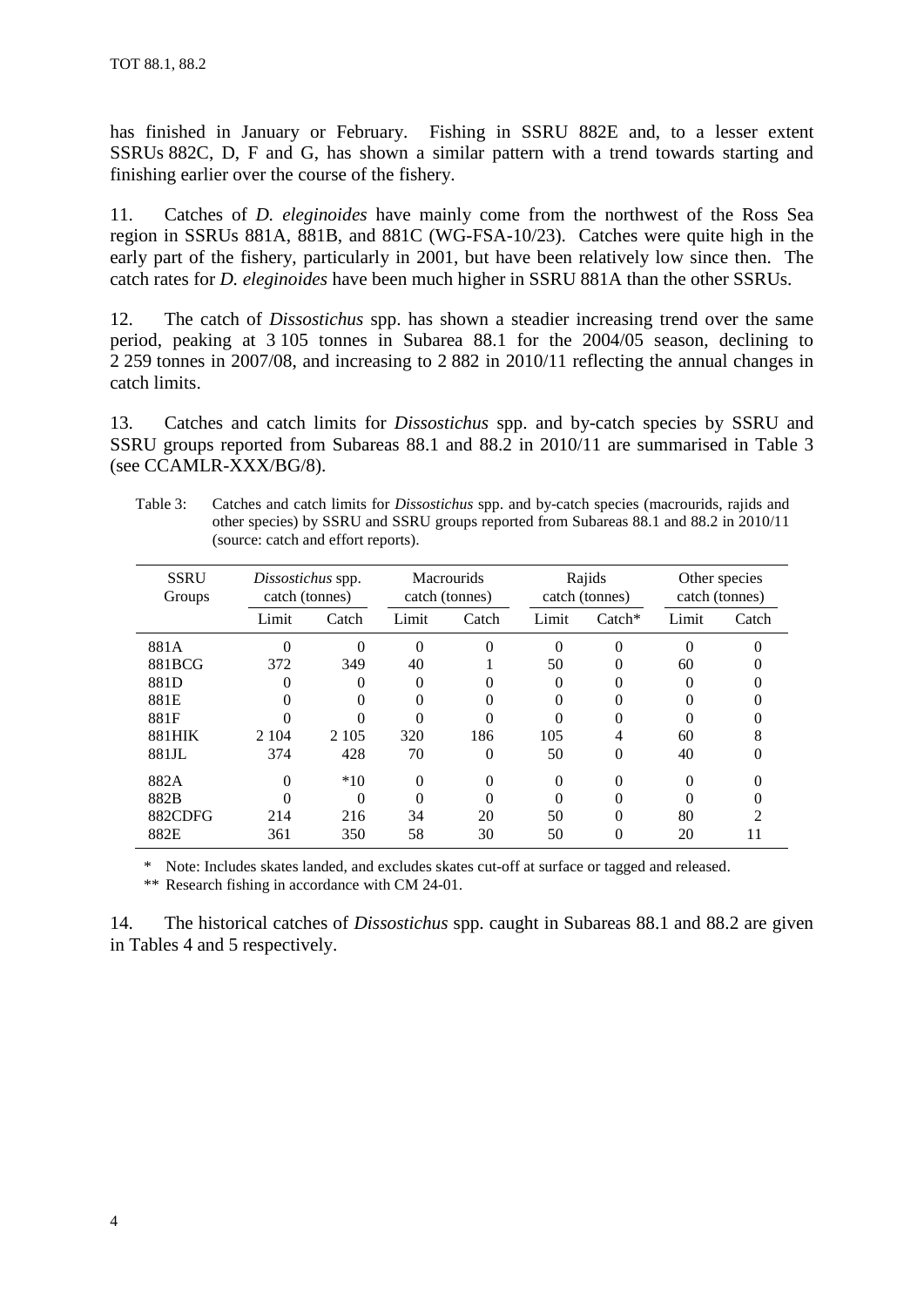has finished in January or February. Fishing in SSRU 882E and, to a lesser extent SSRUs 882C, D, F and G, has shown a similar pattern with a trend towards starting and finishing earlier over the course of the fishery.

11. Catches of *D. eleginoides* have mainly come from the northwest of the Ross Sea region in SSRUs 881A, 881B, and 881C (WG-FSA-10/23). Catches were quite high in the early part of the fishery, particularly in 2001, but have been relatively low since then. The catch rates for *D. eleginoides* have been much higher in SSRU 881A than the other SSRUs.

12. The catch of *Dissostichus* spp. has shown a steadier increasing trend over the same period, peaking at 3 105 tonnes in Subarea 88.1 for the 2004/05 season, declining to 2 259 tonnes in 2007/08, and increasing to 2 882 in 2010/11 reflecting the annual changes in catch limits.

13. Catches and catch limits for *Dissostichus* spp. and by-catch species by SSRU and SSRU groups reported from Subareas 88.1 and 88.2 in 2010/11 are summarised in Table 3 (see CCAMLR-XXX/BG/8).

Table 3: Catches and catch limits for *Dissostichus* spp. and by-catch species (macrourids, rajids and other species) by SSRU and SSRU groups reported from Subareas 88.1 and 88.2 in 2010/11 (source: catch and effort reports).

| SSRU Groups | *Dissostichus* spp. catch (tonnes) | | Macrourids catch (tonnes) | | Rajids catch (tonnes) | | Other species catch (tonnes) | |
|---|---|---|---|---|---|---|---|---|
| | Limit | Catch | Limit | Catch | Limit | Catch* | Limit | Catch |
| 881A | 0 | 0 | 0 | 0 | 0 | 0 | 0 | 0 |
| 881BCG | 372 | 349 | 40 | 1 | 50 | 0 | 60 | 0 |
| 881D | 0 | 0 | 0 | 0 | 0 | 0 | 0 | 0 |
| 881E | 0 | 0 | 0 | 0 | 0 | 0 | 0 | 0 |
| 881F | 0 | 0 | 0 | 0 | 0 | 0 | 0 | 0 |
| 881HIK | 2 104 | 2 105 | 320 | 186 | 105 | 4 | 60 | 8 |
| 881JL | 374 | 428 | 70 | 0 | 50 | 0 | 40 | 0 |
| 882A | 0 | *10 | 0 | 0 | 0 | 0 | 0 | 0 |
| 882B | 0 | 0 | 0 | 0 | 0 | 0 | 0 | 0 |
| 882CDFG | 214 | 216 | 34 | 20 | 50 | 0 | 80 | 2 |
| 882E | 361 | 350 | 58 | 30 | 50 | 0 | 20 | 11 |

\* Note: Includes skates landed, and excludes skates cut-off at surface or tagged and released.

\*\* Research fishing in accordance with CM 24-01.

14. The historical catches of *Dissostichus* spp. caught in Subareas 88.1 and 88.2 are given in Tables 4 and 5 respectively.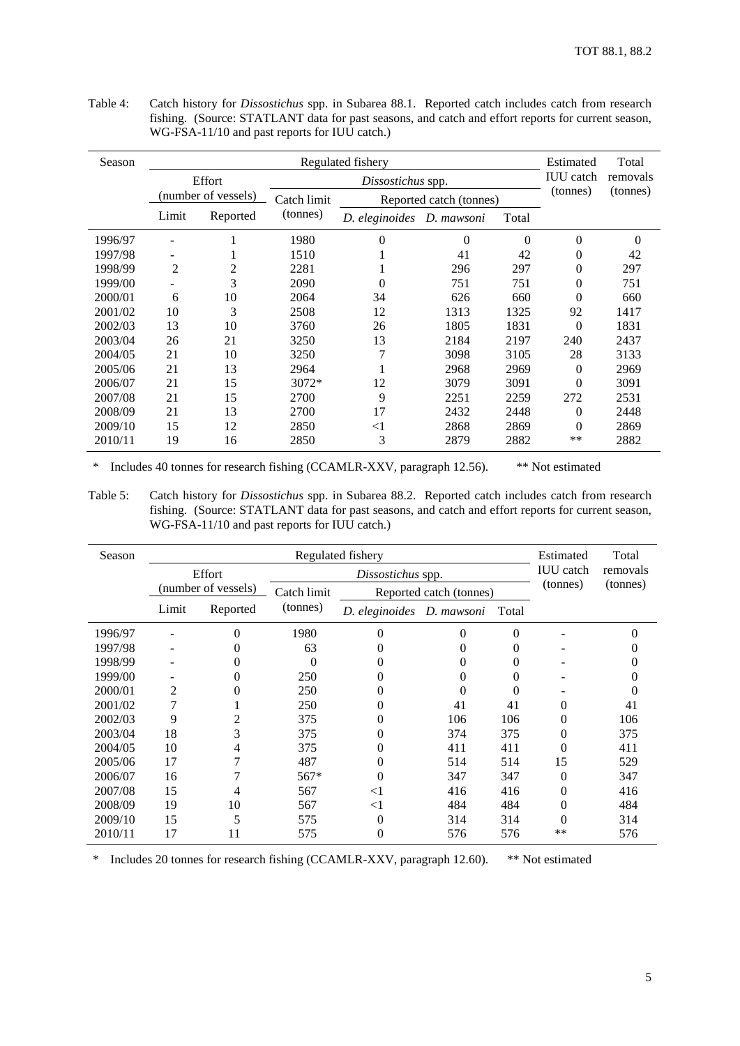Table 4: Catch history for *Dissostichus* spp. in Subarea 88.1. Reported catch includes catch from research fishing. (Source: STATLANT data for past seasons, and catch and effort reports for current season, WG-FSA-11/10 and past reports for IUU catch.)

| Season | Regulated fishery | | | | | | Estimated IUU catch (tonnes) | Total removals (tonnes) |
|---|---|---|---|---|---|---|---|---|
| | Effort (number of vessels) | | *Dissostichus* spp. | | | | | |
| | | | Catch limit (tonnes) | Reported catch (tonnes) | | | | |
| | Limit | Reported | | *D. eleginoides* | *D. mawsoni* | Total | | |
| 1996/97 | - | 1 | 1980 | 0 | 0 | 0 | 0 | 0 |
| 1997/98 | - | 1 | 1510 | 1 | 41 | 42 | 0 | 42 |
| 1998/99 | 2 | 2 | 2281 | 1 | 296 | 297 | 0 | 297 |
| 1999/00 | - | 3 | 2090 | 0 | 751 | 751 | 0 | 751 |
| 2000/01 | 6 | 10 | 2064 | 34 | 626 | 660 | 0 | 660 |
| 2001/02 | 10 | 3 | 2508 | 12 | 1313 | 1325 | 92 | 1417 |
| 2002/03 | 13 | 10 | 3760 | 26 | 1805 | 1831 | 0 | 1831 |
| 2003/04 | 26 | 21 | 3250 | 13 | 2184 | 2197 | 240 | 2437 |
| 2004/05 | 21 | 10 | 3250 | 7 | 3098 | 3105 | 28 | 3133 |
| 2005/06 | 21 | 13 | 2964 | 1 | 2968 | 2969 | 0 | 2969 |
| 2006/07 | 21 | 15 | 3072* | 12 | 3079 | 3091 | 0 | 3091 |
| 2007/08 | 21 | 15 | 2700 | 9 | 2251 | 2259 | 272 | 2531 |
| 2008/09 | 21 | 13 | 2700 | 17 | 2432 | 2448 | 0 | 2448 |
| 2009/10 | 15 | 12 | 2850 | <1 | 2868 | 2869 | 0 | 2869 |
| 2010/11 | 19 | 16 | 2850 | 3 | 2879 | 2882 | ** | 2882 |

\* Includes 40 tonnes for research fishing (CCAMLR-XXV, paragraph 12.56). ** Not estimated

Table 5: Catch history for *Dissostichus* spp. in Subarea 88.2. Reported catch includes catch from research fishing. (Source: STATLANT data for past seasons, and catch and effort reports for current season, WG-FSA-11/10 and past reports for IUU catch.)

| Season | Regulated fishery | | | | | | Estimated IUU catch (tonnes) | Total removals (tonnes) |
|---|---|---|---|---|---|---|---|---|
| | Effort (number of vessels) | | *Dissostichus* spp. | | | | | |
| | | | Catch limit (tonnes) | Reported catch (tonnes) | | | | |
| | Limit | Reported | | *D. eleginoides* | *D. mawsoni* | Total | | |
| 1996/97 | - | 0 | 1980 | 0 | 0 | 0 | - | 0 |
| 1997/98 | - | 0 | 63 | 0 | 0 | 0 | - | 0 |
| 1998/99 | - | 0 | 0 | 0 | 0 | 0 | - | 0 |
| 1999/00 | - | 0 | 250 | 0 | 0 | 0 | - | 0 |
| 2000/01 | 2 | 0 | 250 | 0 | 0 | 0 | - | 0 |
| 2001/02 | 7 | 1 | 250 | 0 | 41 | 41 | 0 | 41 |
| 2002/03 | 9 | 2 | 375 | 0 | 106 | 106 | 0 | 106 |
| 2003/04 | 18 | 3 | 375 | 0 | 374 | 375 | 0 | 375 |
| 2004/05 | 10 | 4 | 375 | 0 | 411 | 411 | 0 | 411 |
| 2005/06 | 17 | 7 | 487 | 0 | 514 | 514 | 15 | 529 |
| 2006/07 | 16 | 7 | 567* | 0 | 347 | 347 | 0 | 347 |
| 2007/08 | 15 | 4 | 567 | <1 | 416 | 416 | 0 | 416 |
| 2008/09 | 19 | 10 | 567 | <1 | 484 | 484 | 0 | 484 |
| 2009/10 | 15 | 5 | 575 | 0 | 314 | 314 | 0 | 314 |
| 2010/11 | 17 | 11 | 575 | 0 | 576 | 576 | ** | 576 |

\* Includes 20 tonnes for research fishing (CCAMLR-XXV, paragraph 12.60). ** Not estimated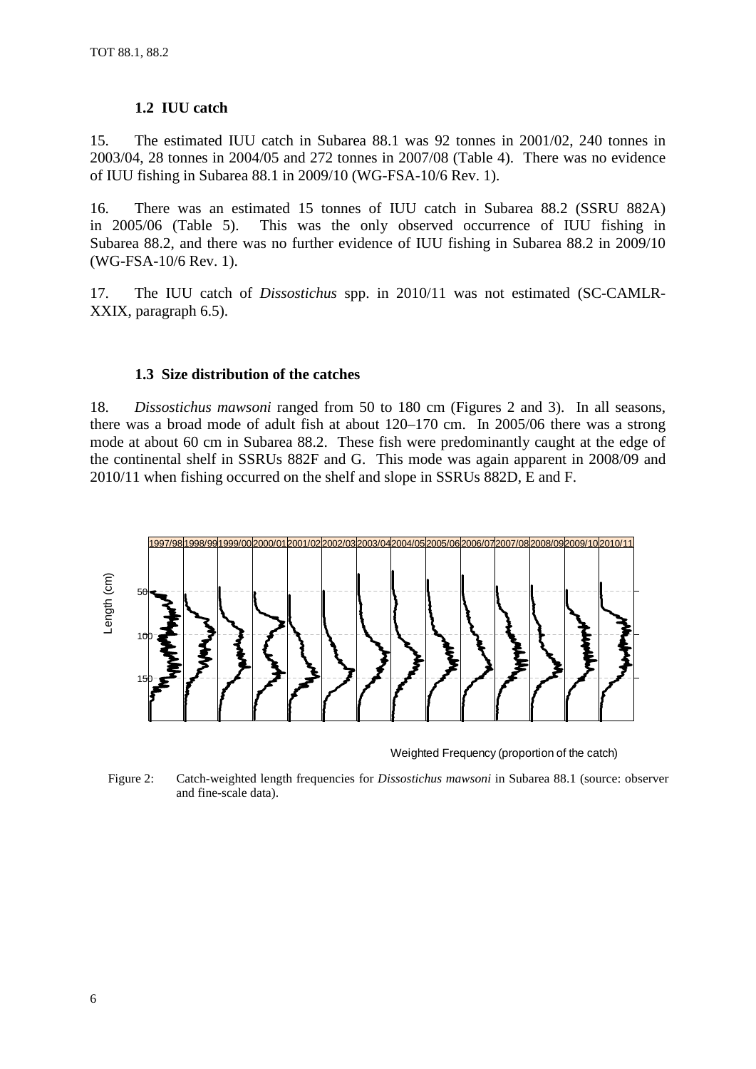### 1.2 IUU catch

15. The estimated IUU catch in Subarea 88.1 was 92 tonnes in 2001/02, 240 tonnes in 2003/04, 28 tonnes in 2004/05 and 272 tonnes in 2007/08 (Table 4). There was no evidence of IUU fishing in Subarea 88.1 in 2009/10 (WG-FSA-10/6 Rev. 1).

16. There was an estimated 15 tonnes of IUU catch in Subarea 88.2 (SSRU 882A) in 2005/06 (Table 5). This was the only observed occurrence of IUU fishing in Subarea 88.2, and there was no further evidence of IUU fishing in Subarea 88.2 in 2009/10 (WG-FSA-10/6 Rev. 1).

17. The IUU catch of *Dissostichus* spp. in 2010/11 was not estimated (SC-CAMLR-XXIX, paragraph 6.5).

### 1.3 Size distribution of the catches

18. *Dissostichus mawsoni* ranged from 50 to 180 cm (Figures 2 and 3). In all seasons, there was a broad mode of adult fish at about 120–170 cm. In 2005/06 there was a strong mode at about 60 cm in Subarea 88.2. These fish were predominantly caught at the edge of the continental shelf in SSRUs 882F and G. This mode was again apparent in 2008/09 and 2010/11 when fishing occurred on the shelf and slope in SSRUs 882D, E and F.

Figure 2: Catch-weighted length frequencies for *Dissostichus mawsoni* in Subarea 88.1 (source: observer and fine-scale data).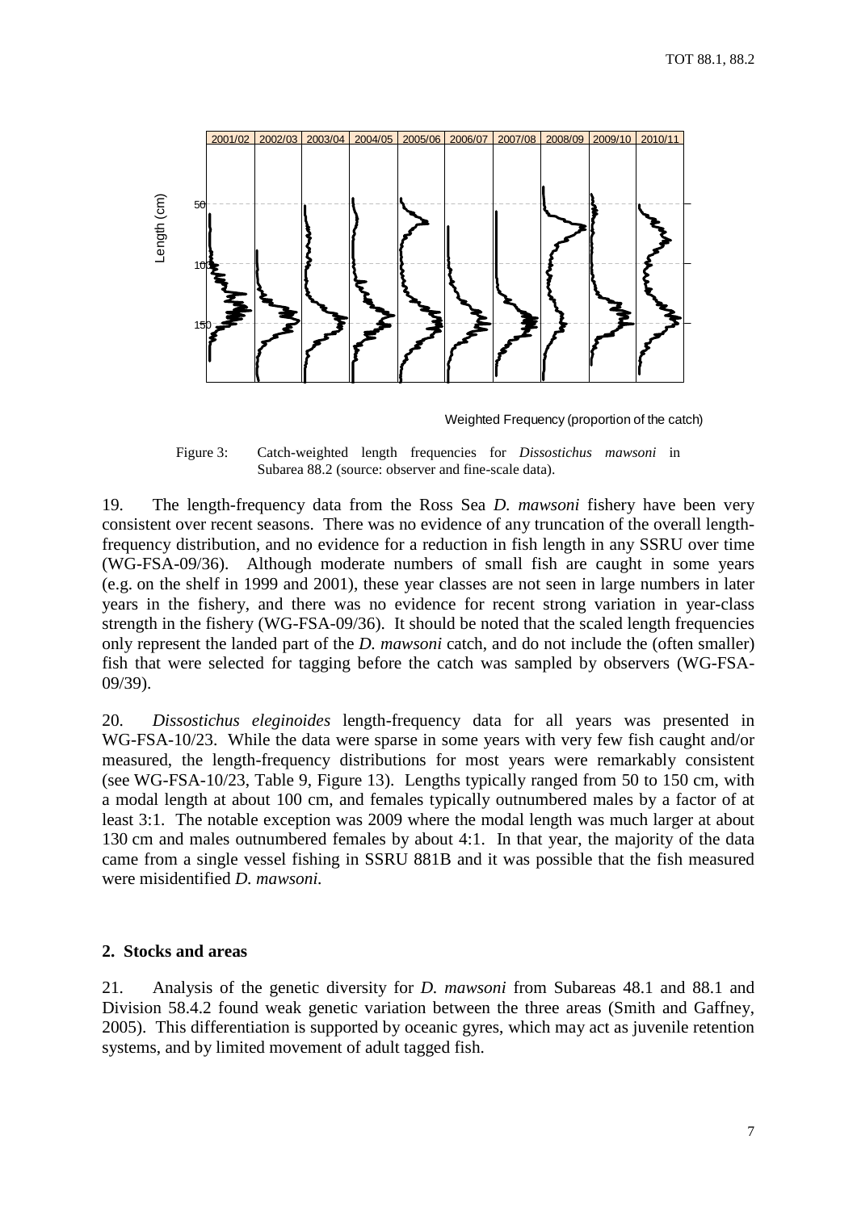Figure 3: Catch-weighted length frequencies for *Dissostichus mawsoni* in Subarea 88.2 (source: observer and fine-scale data).

19. The length-frequency data from the Ross Sea *D. mawsoni* fishery have been very consistent over recent seasons. There was no evidence of any truncation of the overall length-frequency distribution, and no evidence for a reduction in fish length in any SSRU over time (WG-FSA-09/36). Although moderate numbers of small fish are caught in some years (e.g. on the shelf in 1999 and 2001), these year classes are not seen in large numbers in later years in the fishery, and there was no evidence for recent strong variation in year-class strength in the fishery (WG-FSA-09/36). It should be noted that the scaled length frequencies only represent the landed part of the *D. mawsoni* catch, and do not include the (often smaller) fish that were selected for tagging before the catch was sampled by observers (WG-FSA-09/39).

20. *Dissostichus eleginoides* length-frequency data for all years was presented in WG-FSA-10/23. While the data were sparse in some years with very few fish caught and/or measured, the length-frequency distributions for most years were remarkably consistent (see WG-FSA-10/23, Table 9, Figure 13). Lengths typically ranged from 50 to 150 cm, with a modal length at about 100 cm, and females typically outnumbered males by a factor of at least 3:1. The notable exception was 2009 where the modal length was much larger at about 130 cm and males outnumbered females by about 4:1. In that year, the majority of the data came from a single vessel fishing in SSRU 881B and it was possible that the fish measured were misidentified *D. mawsoni*.

## 2. Stocks and areas

21. Analysis of the genetic diversity for *D. mawsoni* from Subareas 48.1 and 88.1 and Division 58.4.2 found weak genetic variation between the three areas (Smith and Gaffney, 2005). This differentiation is supported by oceanic gyres, which may act as juvenile retention systems, and by limited movement of adult tagged fish.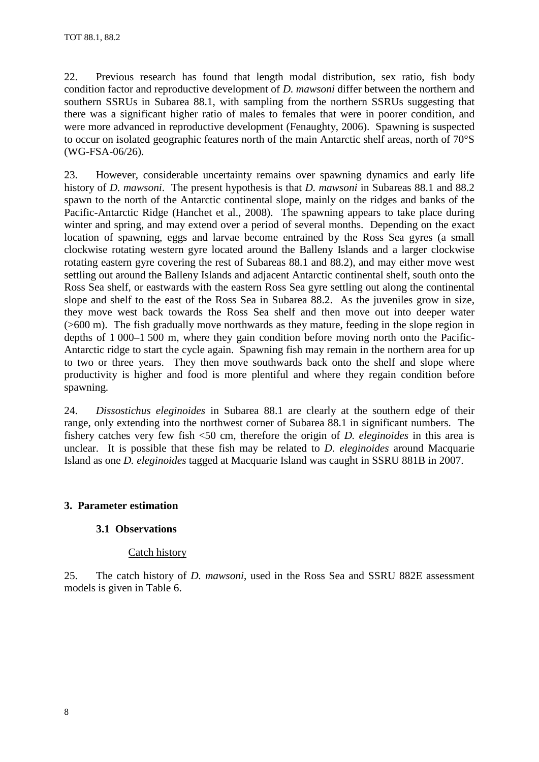22. Previous research has found that length modal distribution, sex ratio, fish body condition factor and reproductive development of *D. mawsoni* differ between the northern and southern SSRUs in Subarea 88.1, with sampling from the northern SSRUs suggesting that there was a significant higher ratio of males to females that were in poorer condition, and were more advanced in reproductive development (Fenaughty, 2006). Spawning is suspected to occur on isolated geographic features north of the main Antarctic shelf areas, north of 70°S (WG-FSA-06/26).

23. However, considerable uncertainty remains over spawning dynamics and early life history of *D. mawsoni*. The present hypothesis is that *D. mawsoni* in Subareas 88.1 and 88.2 spawn to the north of the Antarctic continental slope, mainly on the ridges and banks of the Pacific-Antarctic Ridge (Hanchet et al., 2008). The spawning appears to take place during winter and spring, and may extend over a period of several months. Depending on the exact location of spawning, eggs and larvae become entrained by the Ross Sea gyres (a small clockwise rotating western gyre located around the Balleny Islands and a larger clockwise rotating eastern gyre covering the rest of Subareas 88.1 and 88.2), and may either move west settling out around the Balleny Islands and adjacent Antarctic continental shelf, south onto the Ross Sea shelf, or eastwards with the eastern Ross Sea gyre settling out along the continental slope and shelf to the east of the Ross Sea in Subarea 88.2. As the juveniles grow in size, they move west back towards the Ross Sea shelf and then move out into deeper water (>600 m). The fish gradually move northwards as they mature, feeding in the slope region in depths of 1 000–1 500 m, where they gain condition before moving north onto the Pacific-Antarctic ridge to start the cycle again. Spawning fish may remain in the northern area for up to two or three years. They then move southwards back onto the shelf and slope where productivity is higher and food is more plentiful and where they regain condition before spawning.

24. *Dissostichus eleginoides* in Subarea 88.1 are clearly at the southern edge of their range, only extending into the northwest corner of Subarea 88.1 in significant numbers. The fishery catches very few fish <50 cm, therefore the origin of *D. eleginoides* in this area is unclear. It is possible that these fish may be related to *D. eleginoides* around Macquarie Island as one *D. eleginoides* tagged at Macquarie Island was caught in SSRU 881B in 2007.

## 3. Parameter estimation

### 3.1 Observations

#### Catch history

25. The catch history of *D. mawsoni*, used in the Ross Sea and SSRU 882E assessment models is given in Table 6.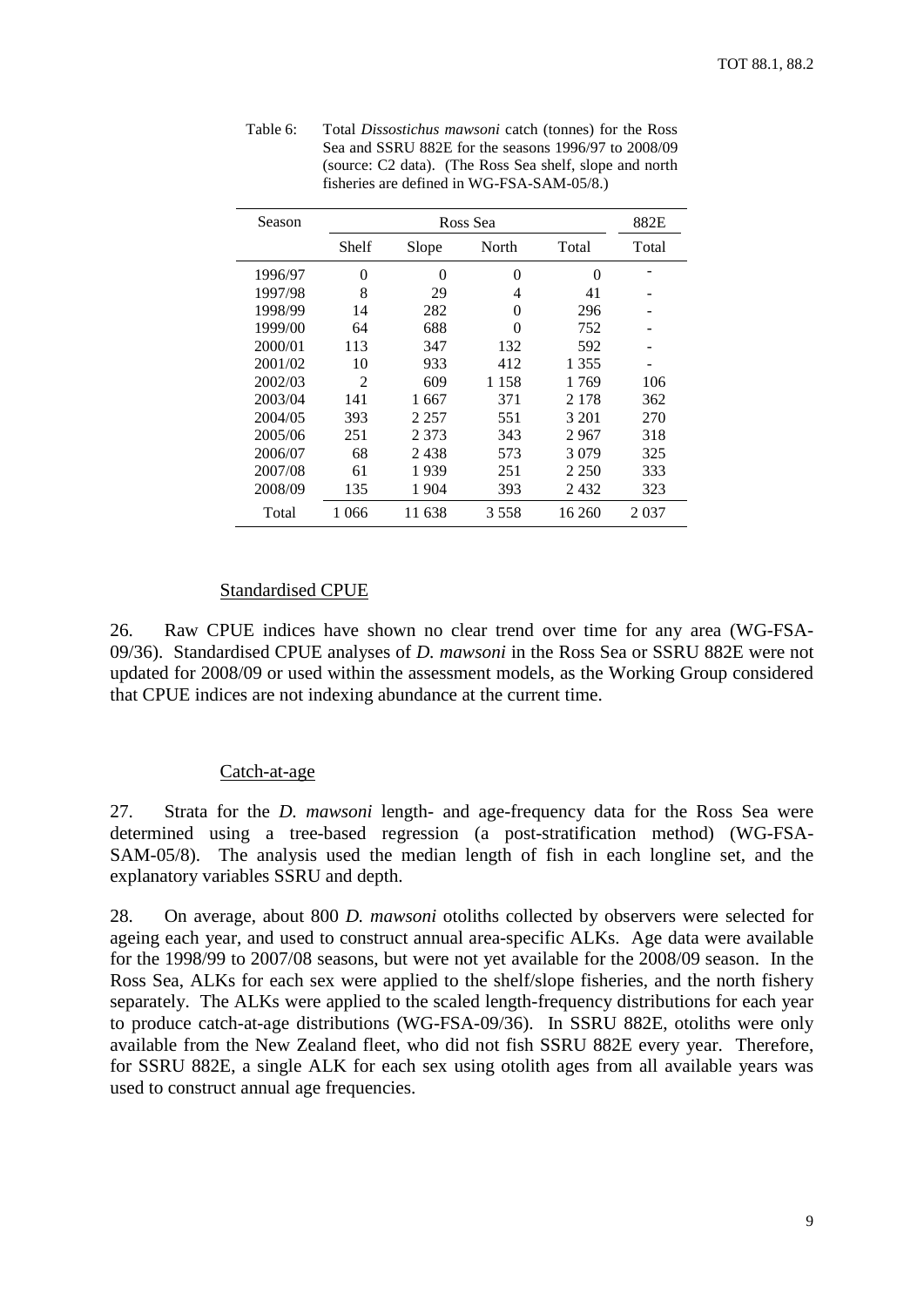Table 6: Total *Dissostichus mawsoni* catch (tonnes) for the Ross Sea and SSRU 882E for the seasons 1996/97 to 2008/09 (source: C2 data). (The Ross Sea shelf, slope and north fisheries are defined in WG-FSA-SAM-05/8.)

| Season | Ross Sea | | | | 882E |
|---|---|---|---|---|---|
| | Shelf | Slope | North | Total | Total |
| 1996/97 | 0 | 0 | 0 | 0 | - |
| 1997/98 | 8 | 29 | 4 | 41 | - |
| 1998/99 | 14 | 282 | 0 | 296 | - |
| 1999/00 | 64 | 688 | 0 | 752 | - |
| 2000/01 | 113 | 347 | 132 | 592 | - |
| 2001/02 | 10 | 933 | 412 | 1 355 | - |
| 2002/03 | 2 | 609 | 1 158 | 1 769 | 106 |
| 2003/04 | 141 | 1 667 | 371 | 2 178 | 362 |
| 2004/05 | 393 | 2 257 | 551 | 3 201 | 270 |
| 2005/06 | 251 | 2 373 | 343 | 2 967 | 318 |
| 2006/07 | 68 | 2 438 | 573 | 3 079 | 325 |
| 2007/08 | 61 | 1 939 | 251 | 2 250 | 333 |
| 2008/09 | 135 | 1 904 | 393 | 2 432 | 323 |
| Total | 1 066 | 11 638 | 3 558 | 16 260 | 2 037 |

### Standardised CPUE

26. Raw CPUE indices have shown no clear trend over time for any area (WG-FSA-09/36). Standardised CPUE analyses of *D. mawsoni* in the Ross Sea or SSRU 882E were not updated for 2008/09 or used within the assessment models, as the Working Group considered that CPUE indices are not indexing abundance at the current time.

### Catch-at-age

27. Strata for the *D. mawsoni* length- and age-frequency data for the Ross Sea were determined using a tree-based regression (a post-stratification method) (WG-FSA-SAM-05/8). The analysis used the median length of fish in each longline set, and the explanatory variables SSRU and depth.

28. On average, about 800 *D. mawsoni* otoliths collected by observers were selected for ageing each year, and used to construct annual area-specific ALKs. Age data were available for the 1998/99 to 2007/08 seasons, but were not yet available for the 2008/09 season. In the Ross Sea, ALKs for each sex were applied to the shelf/slope fisheries, and the north fishery separately. The ALKs were applied to the scaled length-frequency distributions for each year to produce catch-at-age distributions (WG-FSA-09/36). In SSRU 882E, otoliths were only available from the New Zealand fleet, who did not fish SSRU 882E every year. Therefore, for SSRU 882E, a single ALK for each sex using otolith ages from all available years was used to construct annual age frequencies.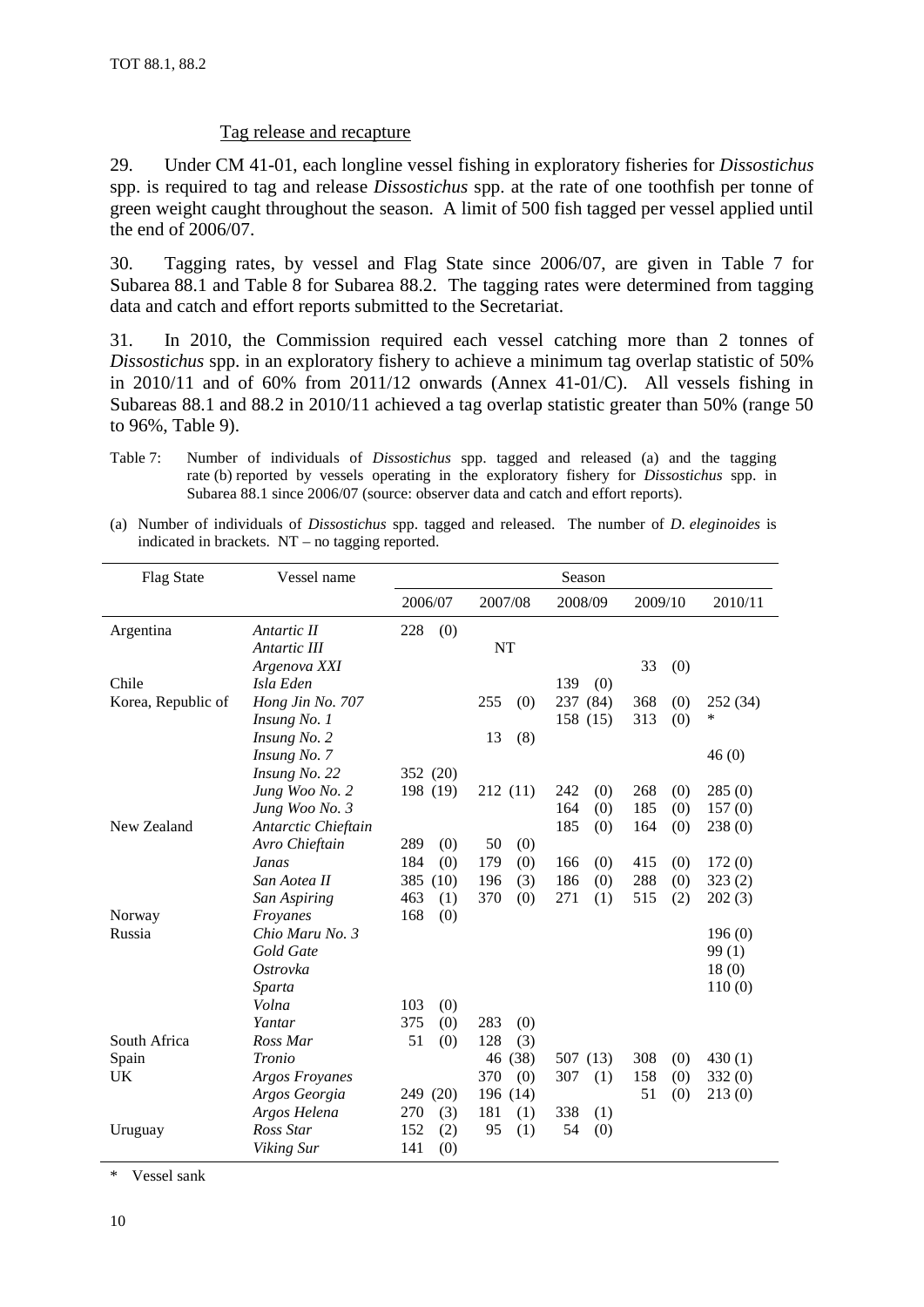### Tag release and recapture

29. Under CM 41-01, each longline vessel fishing in exploratory fisheries for *Dissostichus* spp. is required to tag and release *Dissostichus* spp. at the rate of one toothfish per tonne of green weight caught throughout the season. A limit of 500 fish tagged per vessel applied until the end of 2006/07.

30. Tagging rates, by vessel and Flag State since 2006/07, are given in Table 7 for Subarea 88.1 and Table 8 for Subarea 88.2. The tagging rates were determined from tagging data and catch and effort reports submitted to the Secretariat.

31. In 2010, the Commission required each vessel catching more than 2 tonnes of *Dissostichus* spp. in an exploratory fishery to achieve a minimum tag overlap statistic of 50% in 2010/11 and of 60% from 2011/12 onwards (Annex 41-01/C). All vessels fishing in Subareas 88.1 and 88.2 in 2010/11 achieved a tag overlap statistic greater than 50% (range 50 to 96%, Table 9).

Table 7: Number of individuals of *Dissostichus* spp. tagged and released (a) and the tagging rate (b) reported by vessels operating in the exploratory fishery for *Dissostichus* spp. in Subarea 88.1 since 2006/07 (source: observer data and catch and effort reports).

(a) Number of individuals of *Dissostichus* spp. tagged and released. The number of *D. eleginoides* is indicated in brackets. NT – no tagging reported.

| Flag State | Vessel name | Season | | | | |
|---|---|---|---|---|---|---|
| | | 2006/07 | 2007/08 | 2008/09 | 2009/10 | 2010/11 |
| Argentina | *Antartic II* | 228 (0) | | | | |
| | *Antartic III* | | NT | | | |
| | *Argenova XXI* | | | | 33 (0) | |
| Chile | *Isla Eden* | | | 139 (0) | | |
| Korea, Republic of | *Hong Jin No. 707* | | 255 (0) | 237 (84) | 368 (0) | 252 (34) |
| | *Insung No. 1* | | | 158 (15) | 313 (0) | * |
| | *Insung No. 2* | | 13 (8) | | | |
| | *Insung No. 7* | | | | | 46 (0) |
| | *Insung No. 22* | 352 (20) | | | | |
| | *Jung Woo No. 2* | 198 (19) | 212 (11) | 242 (0) | 268 (0) | 285 (0) |
| | *Jung Woo No. 3* | | | 164 (0) | 185 (0) | 157 (0) |
| New Zealand | *Antarctic Chieftain* | | | 185 (0) | 164 (0) | 238 (0) |
| | *Avro Chieftain* | 289 (0) | 50 (0) | | | |
| | *Janas* | 184 (0) | 179 (0) | 166 (0) | 415 (0) | 172 (0) |
| | *San Aotea II* | 385 (10) | 196 (3) | 186 (0) | 288 (0) | 323 (2) |
| | *San Aspiring* | 463 (1) | 370 (0) | 271 (1) | 515 (2) | 202 (3) |
| Norway | *Froyanes* | 168 (0) | | | | |
| Russia | *Chio Maru No. 3* | | | | | 196 (0) |
| | *Gold Gate* | | | | | 99 (1) |
| | *Ostrovka* | | | | | 18 (0) |
| | *Sparta* | | | | | 110 (0) |
| | *Volna* | 103 (0) | | | | |
| | *Yantar* | 375 (0) | 283 (0) | | | |
| South Africa | *Ross Mar* | 51 (0) | 128 (3) | | | |
| Spain | *Tronio* | | 46 (38) | 507 (13) | 308 (0) | 430 (1) |
| UK | *Argos Froyanes* | | 370 (0) | 307 (1) | 158 (0) | 332 (0) |
| | *Argos Georgia* | 249 (20) | 196 (14) | | 51 (0) | 213 (0) |
| | *Argos Helena* | 270 (3) | 181 (1) | 338 (1) | | |
| Uruguay | *Ross Star* | 152 (2) | 95 (1) | 54 (0) | | |
| | *Viking Sur* | 141 (0) | | | | |

\* Vessel sank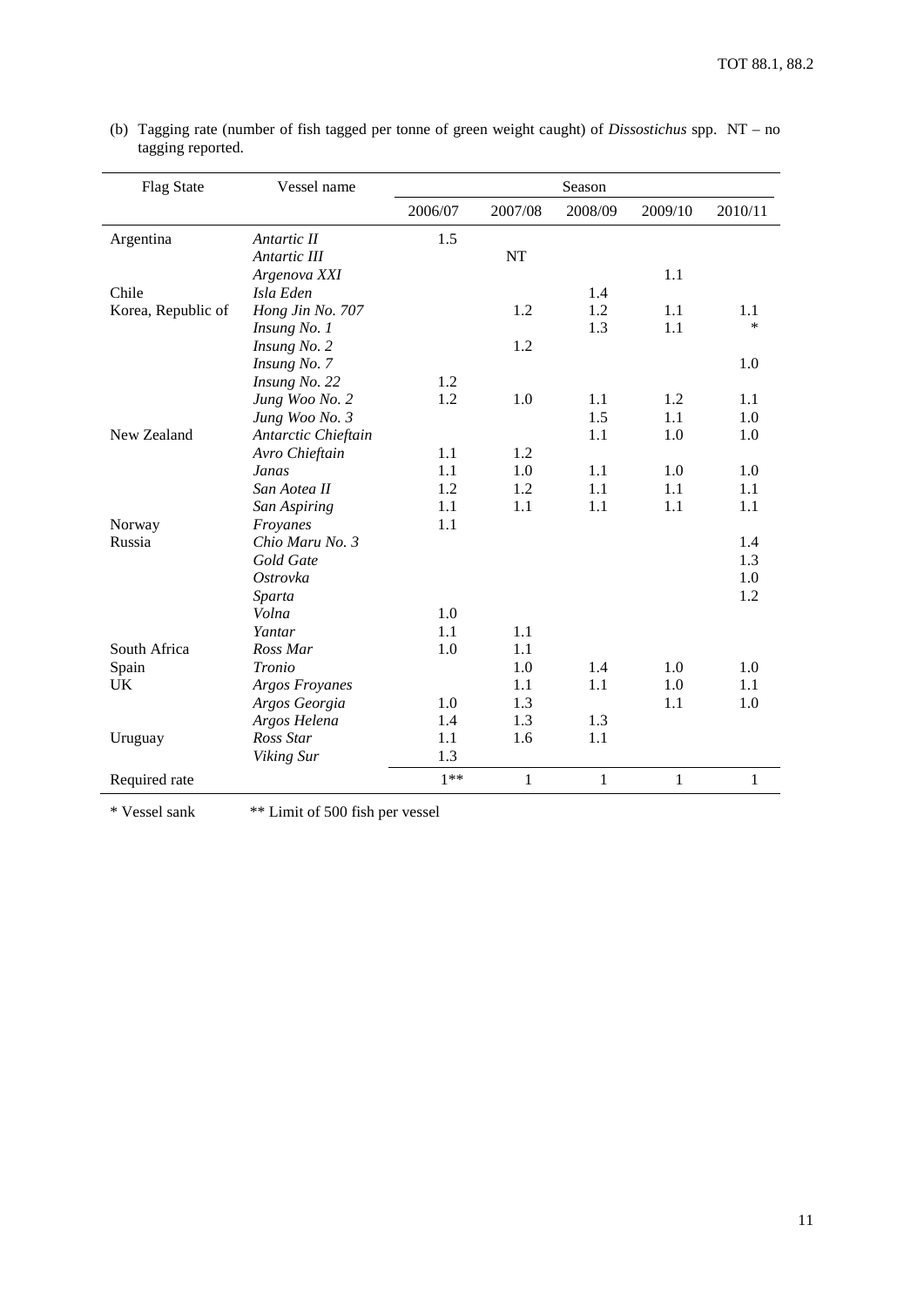(b) Tagging rate (number of fish tagged per tonne of green weight caught) of *Dissostichus* spp. NT – no tagging reported.

| Flag State | Vessel name | Season | | | | |
|---|---|---|---|---|---|---|
| | | 2006/07 | 2007/08 | 2008/09 | 2009/10 | 2010/11 |
| Argentina | *Antartic II* | 1.5 | | | | |
| | *Antartic III* | | NT | | | |
| | *Argenova XXI* | | | | 1.1 | |
| Chile | *Isla Eden* | | | 1.4 | | |
| Korea, Republic of | *Hong Jin No. 707* | | 1.2 | 1.2 | 1.1 | 1.1 |
| | *Insung No. 1* | | | 1.3 | 1.1 | * |
| | *Insung No. 2* | | 1.2 | | | |
| | *Insung No. 7* | | | | | 1.0 |
| | *Insung No. 22* | 1.2 | | | | |
| | *Jung Woo No. 2* | 1.2 | 1.0 | 1.1 | 1.2 | 1.1 |
| | *Jung Woo No. 3* | | | 1.5 | 1.1 | 1.0 |
| New Zealand | *Antarctic Chieftain* | | | 1.1 | 1.0 | 1.0 |
| | *Avro Chieftain* | 1.1 | 1.2 | | | |
| | *Janas* | 1.1 | 1.0 | 1.1 | 1.0 | 1.0 |
| | *San Aotea II* | 1.2 | 1.2 | 1.1 | 1.1 | 1.1 |
| | *San Aspiring* | 1.1 | 1.1 | 1.1 | 1.1 | 1.1 |
| Norway | *Froyanes* | 1.1 | | | | |
| Russia | *Chio Maru No. 3* | | | | | 1.4 |
| | *Gold Gate* | | | | | 1.3 |
| | *Ostrovka* | | | | | 1.0 |
| | *Sparta* | | | | | 1.2 |
| | *Volna* | 1.0 | | | | |
| | *Yantar* | 1.1 | 1.1 | | | |
| South Africa | *Ross Mar* | 1.0 | 1.1 | | | |
| Spain | *Tronio* | | 1.0 | 1.4 | 1.0 | 1.0 |
| UK | *Argos Froyanes* | | 1.1 | 1.1 | 1.0 | 1.1 |
| | *Argos Georgia* | 1.0 | 1.3 | | 1.1 | 1.0 |
| | *Argos Helena* | 1.4 | 1.3 | 1.3 | | |
| Uruguay | *Ross Star* | 1.1 | 1.6 | 1.1 | | |
| | *Viking Sur* | 1.3 | | | | |
| Required rate | | 1** | 1 | 1 | 1 | 1 |

\* Vessel sank ** Limit of 500 fish per vessel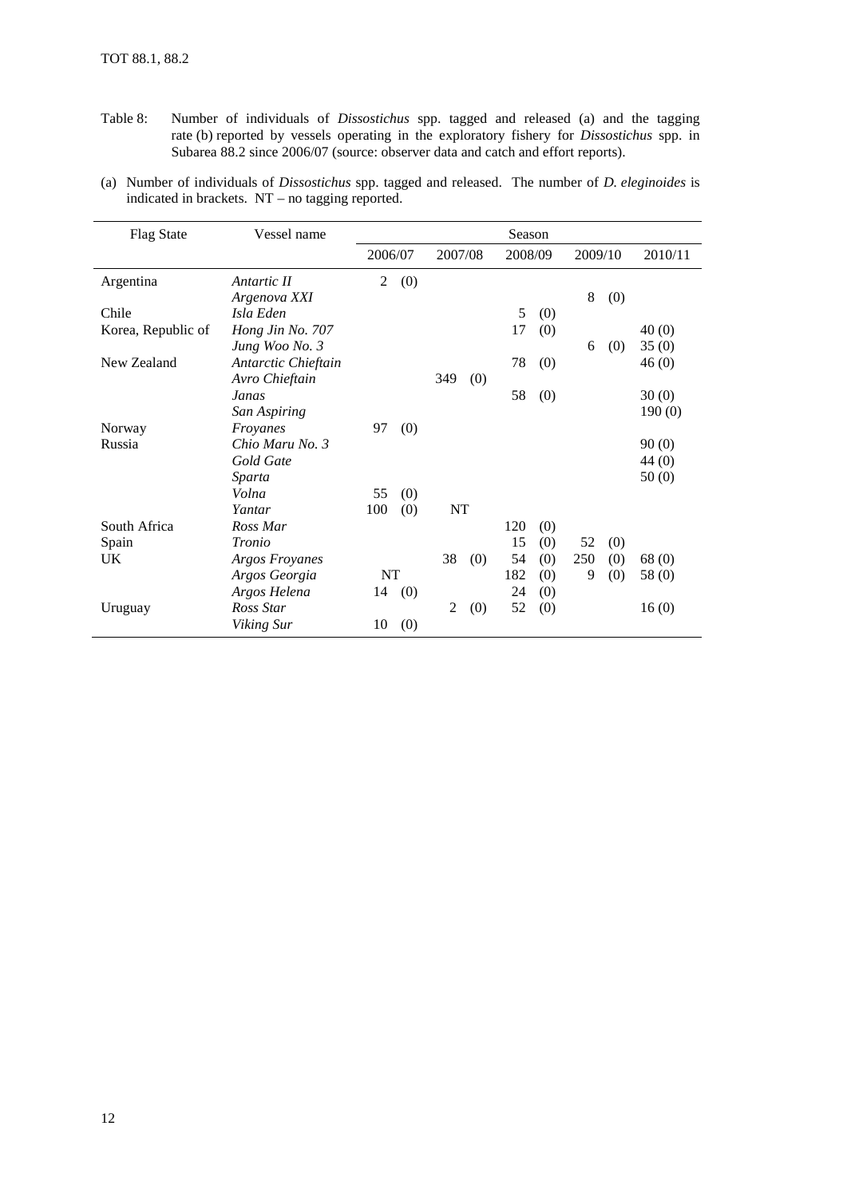Table 8: Number of individuals of *Dissostichus* spp. tagged and released (a) and the tagging rate (b) reported by vessels operating in the exploratory fishery for *Dissostichus* spp. in Subarea 88.2 since 2006/07 (source: observer data and catch and effort reports).

(a) Number of individuals of *Dissostichus* spp. tagged and released. The number of *D. eleginoides* is indicated in brackets. NT – no tagging reported.

| Flag State | Vessel name | Season | | | | |
|---|---|---|---|---|---|---|
| | | 2006/07 | 2007/08 | 2008/09 | 2009/10 | 2010/11 |
| Argentina | *Antartic II* | 2 (0) | | | | |
| | *Argenova XXI* | | | | 8 (0) | |
| Chile | *Isla Eden* | | | 5 (0) | | |
| Korea, Republic of | *Hong Jin No. 707* | | | 17 (0) | | 40 (0) |
| | *Jung Woo No. 3* | | | | 6 (0) | 35 (0) |
| New Zealand | *Antarctic Chieftain* | | | 78 (0) | | 46 (0) |
| | *Avro Chieftain* | | 349 (0) | | | |
| | *Janas* | | | 58 (0) | | 30 (0) |
| | *San Aspiring* | | | | | 190 (0) |
| Norway | *Froyanes* | 97 (0) | | | | |
| Russia | *Chio Maru No. 3* | | | | | 90 (0) |
| | *Gold Gate* | | | | | 44 (0) |
| | *Sparta* | | | | | 50 (0) |
| | *Volna* | 55 (0) | | | | |
| | *Yantar* | 100 (0) | NT | | | |
| South Africa | *Ross Mar* | | | 120 (0) | | |
| Spain | *Tronio* | | | 15 (0) | 52 (0) | |
| UK | *Argos Froyanes* | | 38 (0) | 54 (0) | 250 (0) | 68 (0) |
| | *Argos Georgia* | NT | | 182 (0) | 9 (0) | 58 (0) |
| | *Argos Helena* | 14 (0) | | 24 (0) | | |
| Uruguay | *Ross Star* | | 2 (0) | 52 (0) | | 16 (0) |
| | *Viking Sur* | 10 (0) | | | | |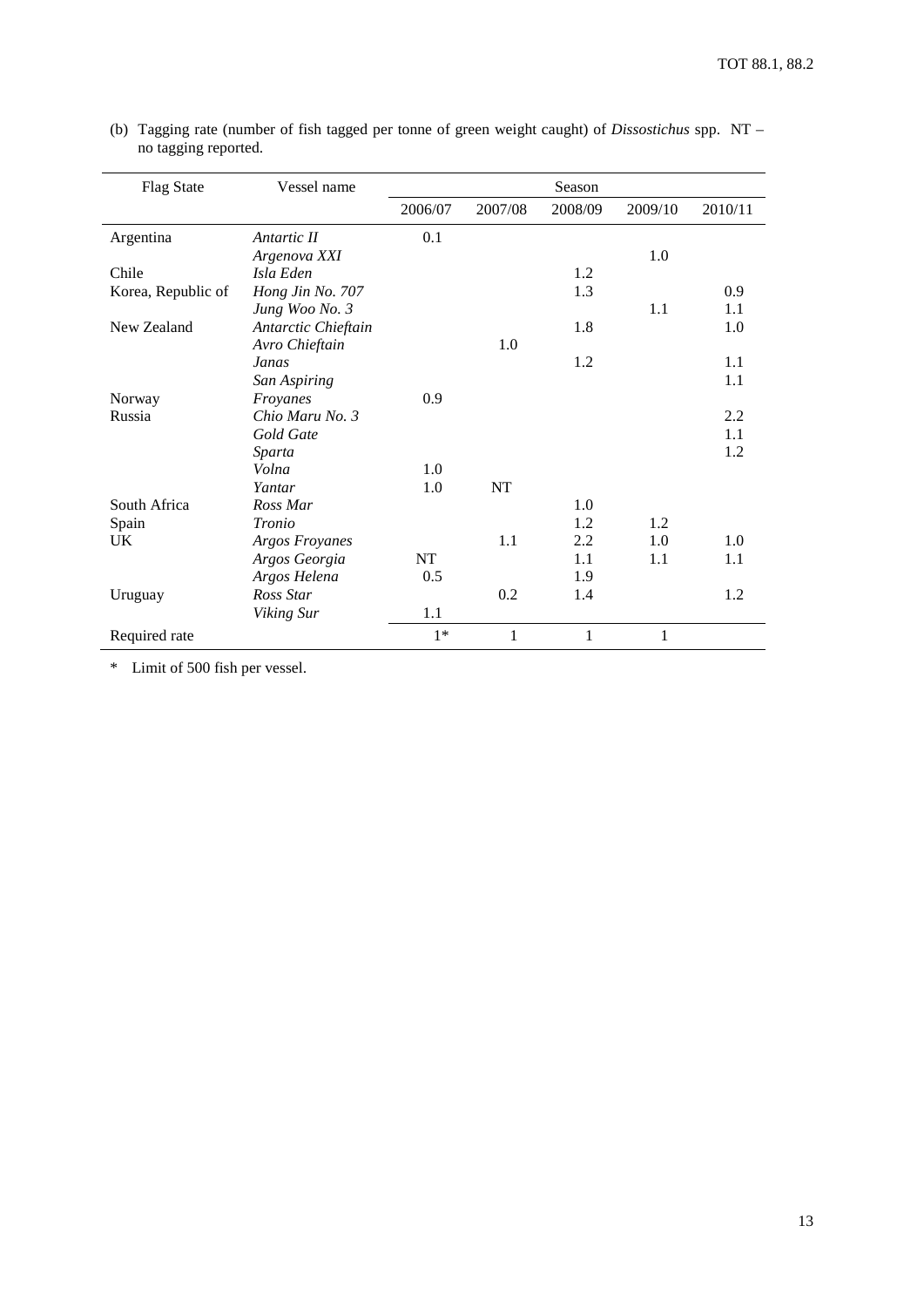(b) Tagging rate (number of fish tagged per tonne of green weight caught) of *Dissostichus* spp. NT – no tagging reported.

| Flag State | Vessel name | Season | | | | |
|---|---|---|---|---|---|---|
| | | 2006/07 | 2007/08 | 2008/09 | 2009/10 | 2010/11 |
| Argentina | *Antartic II* | 0.1 | | | | |
| | *Argenova XXI* | | | | 1.0 | |
| Chile | *Isla Eden* | | | 1.2 | | |
| Korea, Republic of | *Hong Jin No. 707* | | | 1.3 | | 0.9 |
| | *Jung Woo No. 3* | | | | 1.1 | 1.1 |
| New Zealand | *Antarctic Chieftain* | | | 1.8 | | 1.0 |
| | *Avro Chieftain* | | 1.0 | | | |
| | *Janas* | | | 1.2 | | 1.1 |
| | *San Aspiring* | | | | | 1.1 |
| Norway | *Froyanes* | 0.9 | | | | |
| Russia | *Chio Maru No. 3* | | | | | 2.2 |
| | *Gold Gate* | | | | | 1.1 |
| | *Sparta* | | | | | 1.2 |
| | *Volna* | 1.0 | | | | |
| | *Yantar* | 1.0 | NT | | | |
| South Africa | *Ross Mar* | | | 1.0 | | |
| Spain | *Tronio* | | | 1.2 | 1.2 | |
| UK | *Argos Froyanes* | | 1.1 | 2.2 | 1.0 | 1.0 |
| | *Argos Georgia* | NT | | 1.1 | 1.1 | 1.1 |
| | *Argos Helena* | 0.5 | | 1.9 | | |
| Uruguay | *Ross Star* | | 0.2 | 1.4 | | 1.2 |
| | *Viking Sur* | 1.1 | | | | |
| Required rate | | 1* | 1 | 1 | 1 | |

\* Limit of 500 fish per vessel.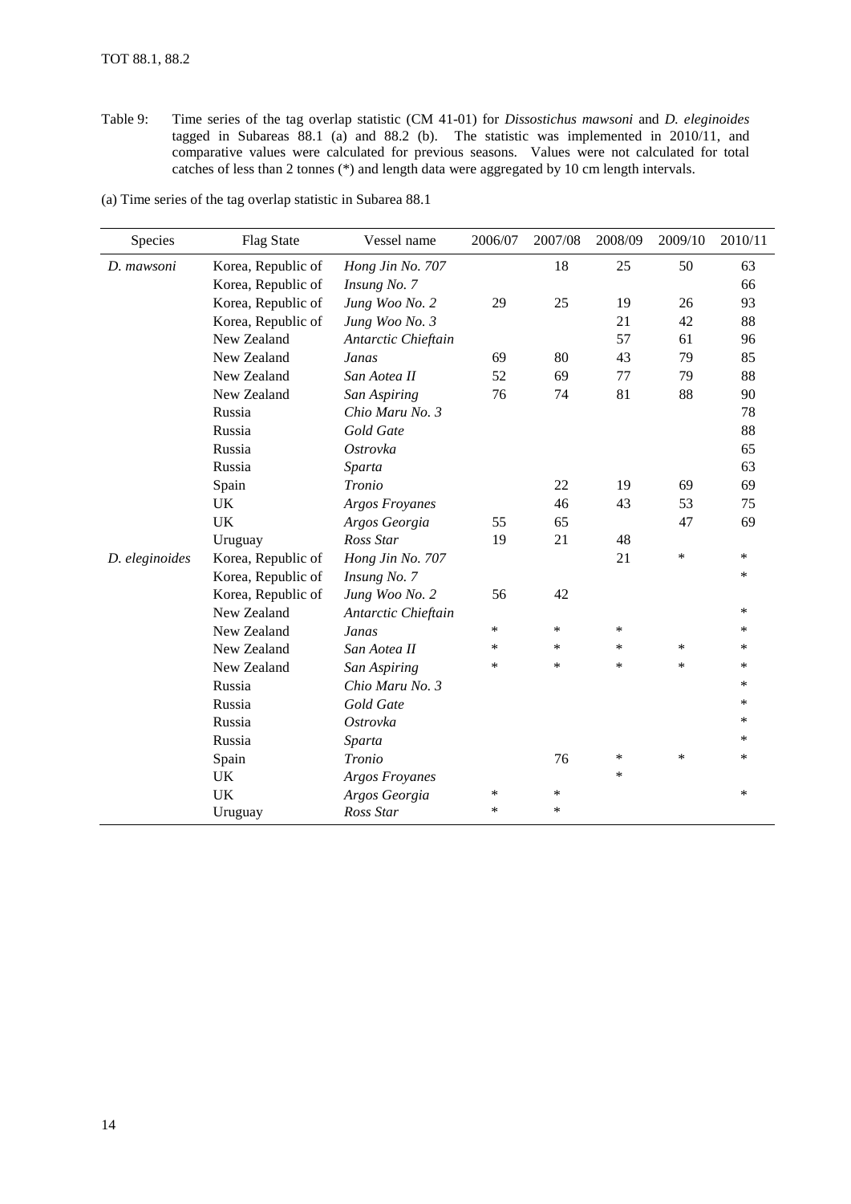Table 9: Time series of the tag overlap statistic (CM 41-01) for *Dissostichus mawsoni* and *D. eleginoides* tagged in Subareas 88.1 (a) and 88.2 (b). The statistic was implemented in 2010/11, and comparative values were calculated for previous seasons. Values were not calculated for total catches of less than 2 tonnes (*) and length data were aggregated by 10 cm length intervals.

(a) Time series of the tag overlap statistic in Subarea 88.1

| Species | Flag State | Vessel name | 2006/07 | 2007/08 | 2008/09 | 2009/10 | 2010/11 |
|---|---|---|---|---|---|---|---|
| *D. mawsoni* | Korea, Republic of | *Hong Jin No. 707* | | 18 | 25 | 50 | 63 |
| | Korea, Republic of | *Insung No. 7* | | | | | 66 |
| | Korea, Republic of | *Jung Woo No. 2* | 29 | 25 | 19 | 26 | 93 |
| | Korea, Republic of | *Jung Woo No. 3* | | | 21 | 42 | 88 |
| | New Zealand | *Antarctic Chieftain* | | | 57 | 61 | 96 |
| | New Zealand | *Janas* | 69 | 80 | 43 | 79 | 85 |
| | New Zealand | *San Aotea II* | 52 | 69 | 77 | 79 | 88 |
| | New Zealand | *San Aspiring* | 76 | 74 | 81 | 88 | 90 |
| | Russia | *Chio Maru No. 3* | | | | | 78 |
| | Russia | *Gold Gate* | | | | | 88 |
| | Russia | *Ostrovka* | | | | | 65 |
| | Russia | *Sparta* | | | | | 63 |
| | Spain | *Tronio* | | 22 | 19 | 69 | 69 |
| | UK | *Argos Froyanes* | | 46 | 43 | 53 | 75 |
| | UK | *Argos Georgia* | 55 | 65 | | 47 | 69 |
| | Uruguay | *Ross Star* | 19 | 21 | 48 | | |
| *D. eleginoides* | Korea, Republic of | *Hong Jin No. 707* | | | 21 | * | * |
| | Korea, Republic of | *Insung No. 7* | | | | | * |
| | Korea, Republic of | *Jung Woo No. 2* | 56 | 42 | | | |
| | New Zealand | *Antarctic Chieftain* | | | | | * |
| | New Zealand | *Janas* | * | * | * | | * |
| | New Zealand | *San Aotea II* | * | * | * | * | * |
| | New Zealand | *San Aspiring* | * | * | * | * | * |
| | Russia | *Chio Maru No. 3* | | | | | * |
| | Russia | *Gold Gate* | | | | | * |
| | Russia | *Ostrovka* | | | | | * |
| | Russia | *Sparta* | | | | | * |
| | Spain | *Tronio* | | 76 | * | * | * |
| | UK | *Argos Froyanes* | | | * | | |
| | UK | *Argos Georgia* | * | * | | | * |
| | Uruguay | *Ross Star* | * | * | | | |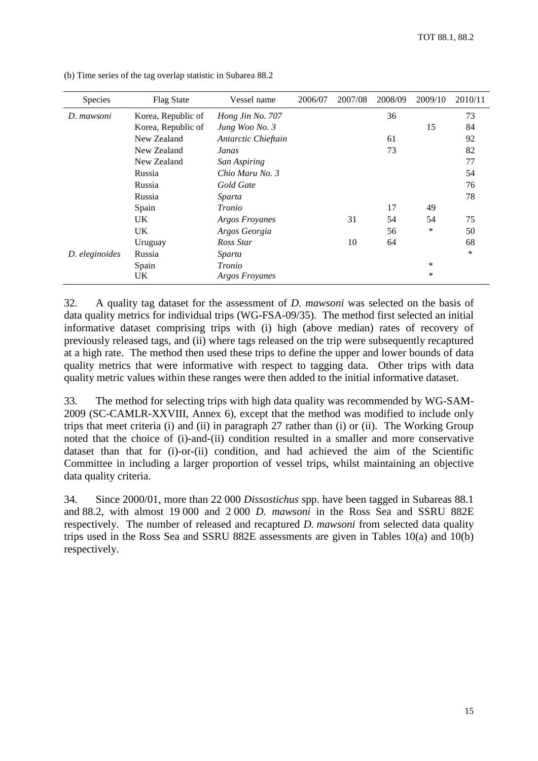(b) Time series of the tag overlap statistic in Subarea 88.2

| Species | Flag State | Vessel name | 2006/07 | 2007/08 | 2008/09 | 2009/10 | 2010/11 |
|---|---|---|---|---|---|---|---|
| *D. mawsoni* | Korea, Republic of | *Hong Jin No. 707* | | | 36 | | 73 |
| | Korea, Republic of | *Jung Woo No. 3* | | | | 15 | 84 |
| | New Zealand | *Antarctic Chieftain* | | | 61 | | 92 |
| | New Zealand | *Janas* | | | 73 | | 82 |
| | New Zealand | *San Aspiring* | | | | | 77 |
| | Russia | *Chio Maru No. 3* | | | | | 54 |
| | Russia | *Gold Gate* | | | | | 76 |
| | Russia | *Sparta* | | | | | 78 |
| | Spain | *Tronio* | | | 17 | 49 | |
| | UK | *Argos Froyanes* | | 31 | 54 | 54 | 75 |
| | UK | *Argos Georgia* | | | 56 | * | 50 |
| | Uruguay | *Ross Star* | | 10 | 64 | | 68 |
| *D. eleginoides* | Russia | *Sparta* | | | | | * |
| | Spain | *Tronio* | | | | * | |
| | UK | *Argos Froyanes* | | | | * | |

32. A quality tag dataset for the assessment of *D. mawsoni* was selected on the basis of data quality metrics for individual trips (WG-FSA-09/35). The method first selected an initial informative dataset comprising trips with (i) high (above median) rates of recovery of previously released tags, and (ii) where tags released on the trip were subsequently recaptured at a high rate. The method then used these trips to define the upper and lower bounds of data quality metrics that were informative with respect to tagging data. Other trips with data quality metric values within these ranges were then added to the initial informative dataset.

33. The method for selecting trips with high data quality was recommended by WG-SAM-2009 (SC-CAMLR-XXVIII, Annex 6), except that the method was modified to include only trips that meet criteria (i) and (ii) in paragraph 27 rather than (i) or (ii). The Working Group noted that the choice of (i)-and-(ii) condition resulted in a smaller and more conservative dataset than that for (i)-or-(ii) condition, and had achieved the aim of the Scientific Committee in including a larger proportion of vessel trips, whilst maintaining an objective data quality criteria.

34. Since 2000/01, more than 22 000 *Dissostichus* spp. have been tagged in Subareas 88.1 and 88.2, with almost 19 000 and 2 000 *D. mawsoni* in the Ross Sea and SSRU 882E respectively. The number of released and recaptured *D. mawsoni* from selected data quality trips used in the Ross Sea and SSRU 882E assessments are given in Tables 10(a) and 10(b) respectively.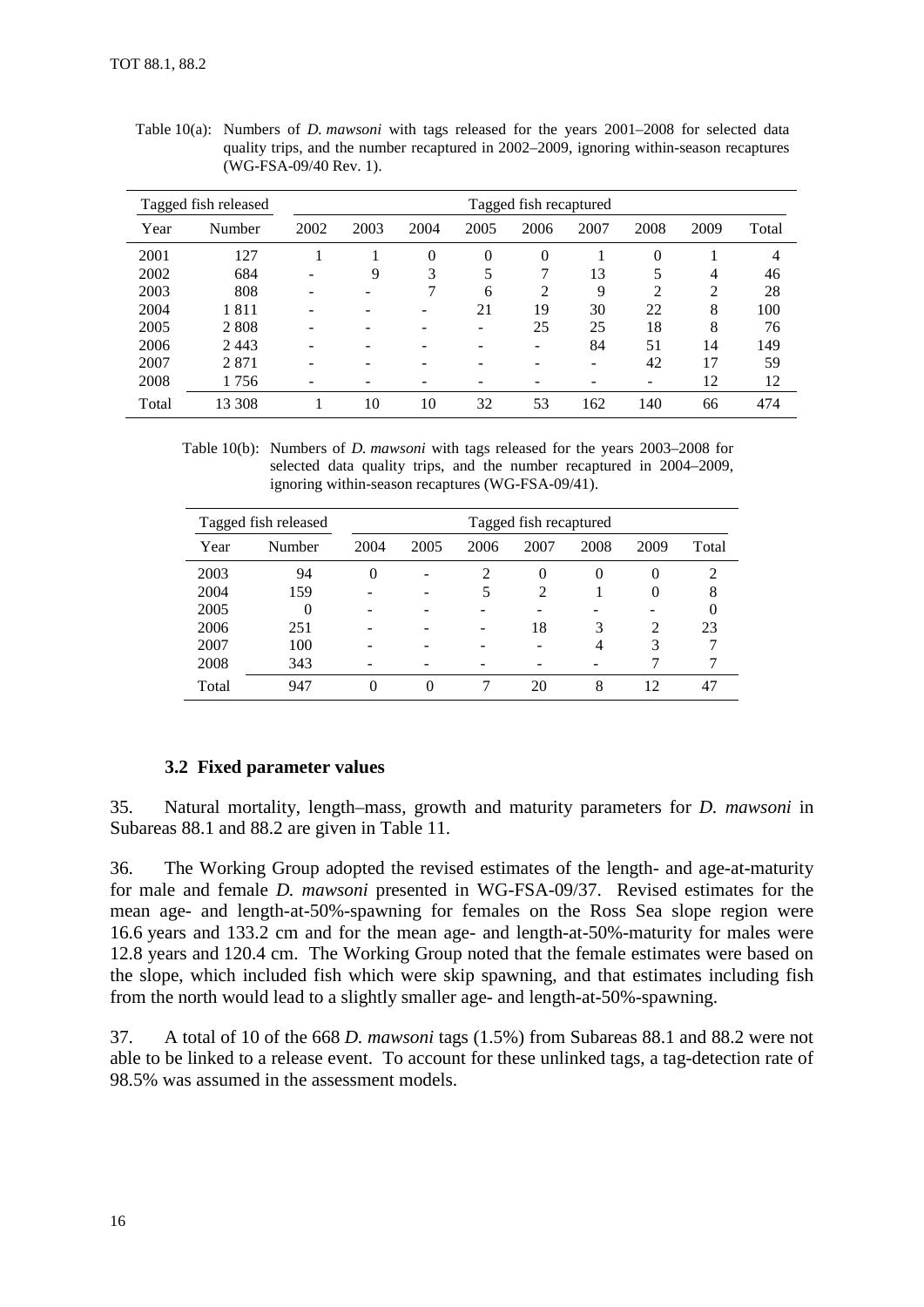Table 10(a): Numbers of *D. mawsoni* with tags released for the years 2001–2008 for selected data quality trips, and the number recaptured in 2002–2009, ignoring within-season recaptures (WG-FSA-09/40 Rev. 1).

| Tagged fish released | | Tagged fish recaptured | | | | | | | | |
|---|---|---|---|---|---|---|---|---|---|---|
| Year | Number | 2002 | 2003 | 2004 | 2005 | 2006 | 2007 | 2008 | 2009 | Total |
| 2001 | 127 | 1 | 1 | 0 | 0 | 0 | 1 | 0 | 1 | 4 |
| 2002 | 684 | - | 9 | 3 | 5 | 7 | 13 | 5 | 4 | 46 |
| 2003 | 808 | - | - | 7 | 6 | 2 | 9 | 2 | 2 | 28 |
| 2004 | 1 811 | - | - | - | 21 | 19 | 30 | 22 | 8 | 100 |
| 2005 | 2 808 | - | - | - | - | 25 | 25 | 18 | 8 | 76 |
| 2006 | 2 443 | - | - | - | - | - | 84 | 51 | 14 | 149 |
| 2007 | 2 871 | - | - | - | - | - | - | 42 | 17 | 59 |
| 2008 | 1 756 | - | - | - | - | - | - | - | 12 | 12 |
| Total | 13 308 | 1 | 10 | 10 | 32 | 53 | 162 | 140 | 66 | 474 |

Table 10(b): Numbers of *D. mawsoni* with tags released for the years 2003–2008 for selected data quality trips, and the number recaptured in 2004–2009, ignoring within-season recaptures (WG-FSA-09/41).

| Tagged fish released | | Tagged fish recaptured | | | | | | |
|---|---|---|---|---|---|---|---|---|
| Year | Number | 2004 | 2005 | 2006 | 2007 | 2008 | 2009 | Total |
| 2003 | 94 | 0 | - | 2 | 0 | 0 | 0 | 2 |
| 2004 | 159 | - | - | 5 | 2 | 1 | 0 | 8 |
| 2005 | 0 | - | - | - | - | - | - | 0 |
| 2006 | 251 | - | - | - | 18 | 3 | 2 | 23 |
| 2007 | 100 | - | - | - | - | 4 | 3 | 7 |
| 2008 | 343 | - | - | - | - | - | 7 | 7 |
| Total | 947 | 0 | 0 | 7 | 20 | 8 | 12 | 47 |

### 3.2 Fixed parameter values

35. Natural mortality, length–mass, growth and maturity parameters for *D. mawsoni* in Subareas 88.1 and 88.2 are given in Table 11.

36. The Working Group adopted the revised estimates of the length- and age-at-maturity for male and female *D. mawsoni* presented in WG-FSA-09/37. Revised estimates for the mean age- and length-at-50%-spawning for females on the Ross Sea slope region were 16.6 years and 133.2 cm and for the mean age- and length-at-50%-maturity for males were 12.8 years and 120.4 cm. The Working Group noted that the female estimates were based on the slope, which included fish which were skip spawning, and that estimates including fish from the north would lead to a slightly smaller age- and length-at-50%-spawning.

37. A total of 10 of the 668 *D. mawsoni* tags (1.5%) from Subareas 88.1 and 88.2 were not able to be linked to a release event. To account for these unlinked tags, a tag-detection rate of 98.5% was assumed in the assessment models.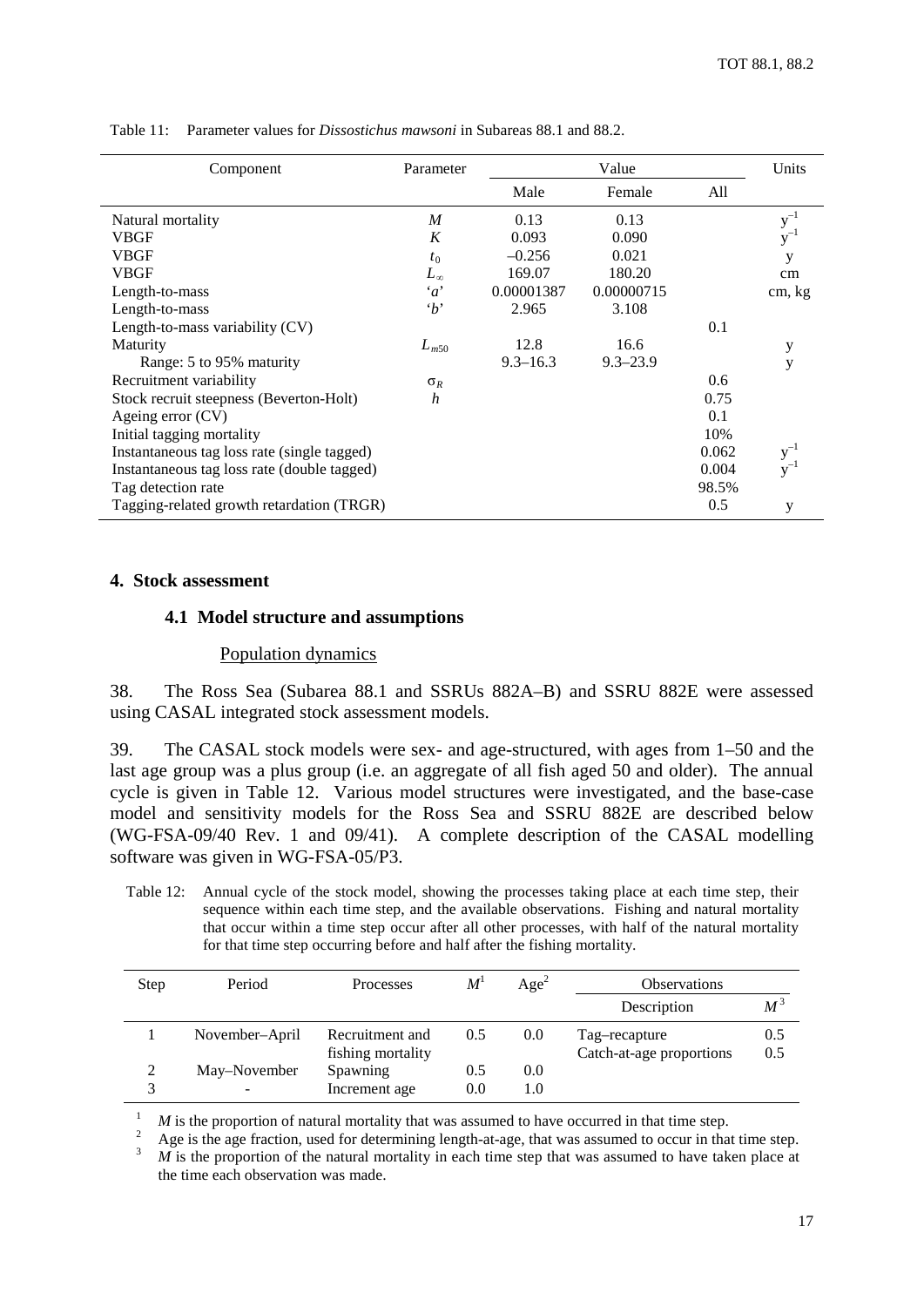Table 11: Parameter values for *Dissostichus mawsoni* in Subareas 88.1 and 88.2.

| Component | Parameter | Value | | | Units |
|---|---|---|---|---|---|
| | | Male | Female | All | |
| Natural mortality | $M$ | 0.13 | 0.13 | | $y^{-1}$ |
| VBGF | $K$ | 0.093 | 0.090 | | $y^{-1}$ |
| VBGF | $t_0$ | –0.256 | 0.021 | | y |
| VBGF | $L_\infty$ | 169.07 | 180.20 | | cm |
| Length-to-mass | '*a*' | 0.00001387 | 0.00000715 | | cm, kg |
| Length-to-mass | '*b*' | 2.965 | 3.108 | | |
| Length-to-mass variability (CV) | | | | 0.1 | |
| Maturity | $L_{m50}$ | 12.8 | 16.6 | | y |
| Range: 5 to 95% maturity | | 9.3–16.3 | 9.3–23.9 | | y |
| Recruitment variability | $\sigma_R$ | | | 0.6 | |
| Stock recruit steepness (Beverton-Holt) | $h$ | | | 0.75 | |
| Ageing error (CV) | | | | 0.1 | |
| Initial tagging mortality | | | | 10% | |
| Instantaneous tag loss rate (single tagged) | | | | 0.062 | $y^{-1}$ |
| Instantaneous tag loss rate (double tagged) | | | | 0.004 | $y^{-1}$ |
| Tag detection rate | | | | 98.5% | |
| Tagging-related growth retardation (TRGR) | | | | 0.5 | y |

## 4. Stock assessment

### 4.1 Model structure and assumptions

Population dynamics

38. The Ross Sea (Subarea 88.1 and SSRUs 882A–B) and SSRU 882E were assessed using CASAL integrated stock assessment models.

39. The CASAL stock models were sex- and age-structured, with ages from 1–50 and the last age group was a plus group (i.e. an aggregate of all fish aged 50 and older). The annual cycle is given in Table 12. Various model structures were investigated, and the base-case model and sensitivity models for the Ross Sea and SSRU 882E are described below (WG-FSA-09/40 Rev. 1 and 09/41). A complete description of the CASAL modelling software was given in WG-FSA-05/P3.

Table 12: Annual cycle of the stock model, showing the processes taking place at each time step, their sequence within each time step, and the available observations. Fishing and natural mortality that occur within a time step occur after all other processes, with half of the natural mortality for that time step occurring before and half after the fishing mortality.

| Step | Period | Processes | $M$[1] | Age[2] | Observations | |
|---|---|---|---|---|---|---|
| | | | | | Description | $M$[3] |
| 1 | November–April | Recruitment and fishing mortality | 0.5 | 0.0 | Tag–recapture<br>Catch-at-age proportions | 0.5<br>0.5 |
| 2 | May–November | Spawning | 0.5 | 0.0 | | |
| 3 | - | Increment age | 0.0 | 1.0 | | |

[1] $M$ is the proportion of natural mortality that was assumed to have occurred in that time step.

[2] Age is the age fraction, used for determining length-at-age, that was assumed to occur in that time step.

[3] $M$ is the proportion of the natural mortality in each time step that was assumed to have taken place at the time each observation was made.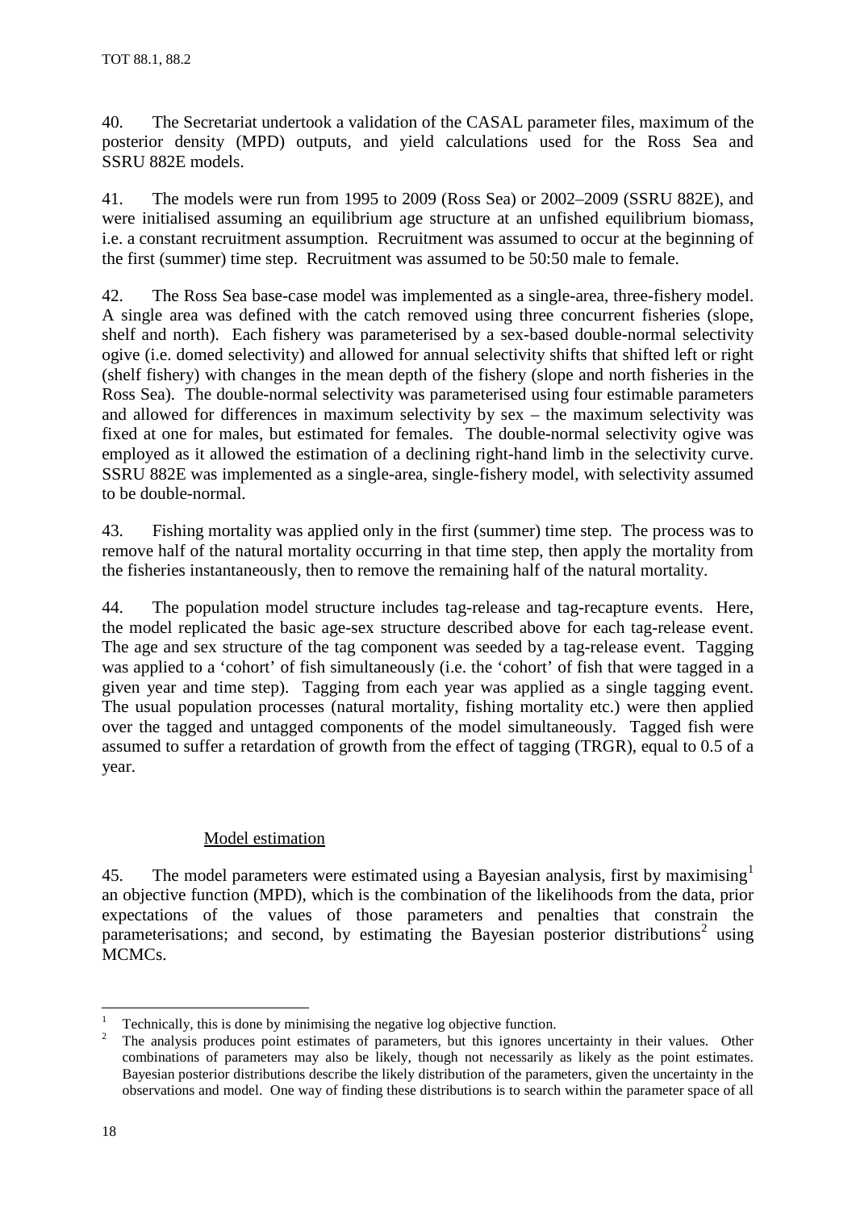40. The Secretariat undertook a validation of the CASAL parameter files, maximum of the posterior density (MPD) outputs, and yield calculations used for the Ross Sea and SSRU 882E models.

41. The models were run from 1995 to 2009 (Ross Sea) or 2002–2009 (SSRU 882E), and were initialised assuming an equilibrium age structure at an unfished equilibrium biomass, i.e. a constant recruitment assumption. Recruitment was assumed to occur at the beginning of the first (summer) time step. Recruitment was assumed to be 50:50 male to female.

42. The Ross Sea base-case model was implemented as a single-area, three-fishery model. A single area was defined with the catch removed using three concurrent fisheries (slope, shelf and north). Each fishery was parameterised by a sex-based double-normal selectivity ogive (i.e. domed selectivity) and allowed for annual selectivity shifts that shifted left or right (shelf fishery) with changes in the mean depth of the fishery (slope and north fisheries in the Ross Sea). The double-normal selectivity was parameterised using four estimable parameters and allowed for differences in maximum selectivity by sex – the maximum selectivity was fixed at one for males, but estimated for females. The double-normal selectivity ogive was employed as it allowed the estimation of a declining right-hand limb in the selectivity curve. SSRU 882E was implemented as a single-area, single-fishery model, with selectivity assumed to be double-normal.

43. Fishing mortality was applied only in the first (summer) time step. The process was to remove half of the natural mortality occurring in that time step, then apply the mortality from the fisheries instantaneously, then to remove the remaining half of the natural mortality.

44. The population model structure includes tag-release and tag-recapture events. Here, the model replicated the basic age-sex structure described above for each tag-release event. The age and sex structure of the tag component was seeded by a tag-release event. Tagging was applied to a 'cohort' of fish simultaneously (i.e. the 'cohort' of fish that were tagged in a given year and time step). Tagging from each year was applied as a single tagging event. The usual population processes (natural mortality, fishing mortality etc.) were then applied over the tagged and untagged components of the model simultaneously. Tagged fish were assumed to suffer a retardation of growth from the effect of tagging (TRGR), equal to 0.5 of a year.

### Model estimation

45. The model parameters were estimated using a Bayesian analysis, first by maximising[1] an objective function (MPD), which is the combination of the likelihoods from the data, prior expectations of the values of those parameters and penalties that constrain the parameterisations; and second, by estimating the Bayesian posterior distributions[2] using MCMCs.

---

[1] Technically, this is done by minimising the negative log objective function.

[2] The analysis produces point estimates of parameters, but this ignores uncertainty in their values. Other combinations of parameters may also be likely, though not necessarily as likely as the point estimates. Bayesian posterior distributions describe the likely distribution of the parameters, given the uncertainty in the observations and model. One way of finding these distributions is to search within the parameter space of all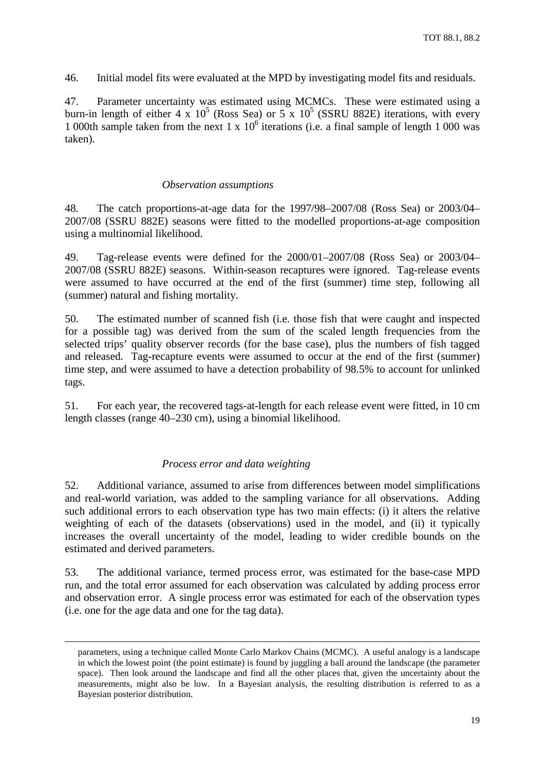46. Initial model fits were evaluated at the MPD by investigating model fits and residuals.

47. Parameter uncertainty was estimated using MCMCs. These were estimated using a burn-in length of either 4 x $10^5$ (Ross Sea) or 5 x $10^5$ (SSRU 882E) iterations, with every 1 000th sample taken from the next 1 x $10^6$ iterations (i.e. a final sample of length 1 000 was taken).

### *Observation assumptions*

48. The catch proportions-at-age data for the 1997/98–2007/08 (Ross Sea) or 2003/04–2007/08 (SSRU 882E) seasons were fitted to the modelled proportions-at-age composition using a multinomial likelihood.

49. Tag-release events were defined for the 2000/01–2007/08 (Ross Sea) or 2003/04–2007/08 (SSRU 882E) seasons. Within-season recaptures were ignored. Tag-release events were assumed to have occurred at the end of the first (summer) time step, following all (summer) natural and fishing mortality.

50. The estimated number of scanned fish (i.e. those fish that were caught and inspected for a possible tag) was derived from the sum of the scaled length frequencies from the selected trips' quality observer records (for the base case), plus the numbers of fish tagged and released. Tag-recapture events were assumed to occur at the end of the first (summer) time step, and were assumed to have a detection probability of 98.5% to account for unlinked tags.

51. For each year, the recovered tags-at-length for each release event were fitted, in 10 cm length classes (range 40–230 cm), using a binomial likelihood.

### *Process error and data weighting*

52. Additional variance, assumed to arise from differences between model simplifications and real-world variation, was added to the sampling variance for all observations. Adding such additional errors to each observation type has two main effects: (i) it alters the relative weighting of each of the datasets (observations) used in the model, and (ii) it typically increases the overall uncertainty of the model, leading to wider credible bounds on the estimated and derived parameters.

53. The additional variance, termed process error, was estimated for the base-case MPD run, and the total error assumed for each observation was calculated by adding process error and observation error. A single process error was estimated for each of the observation types (i.e. one for the age data and one for the tag data).

---

parameters, using a technique called Monte Carlo Markov Chains (MCMC). A useful analogy is a landscape in which the lowest point (the point estimate) is found by juggling a ball around the landscape (the parameter space). Then look around the landscape and find all the other places that, given the uncertainty about the measurements, might also be low. In a Bayesian analysis, the resulting distribution is referred to as a Bayesian posterior distribution.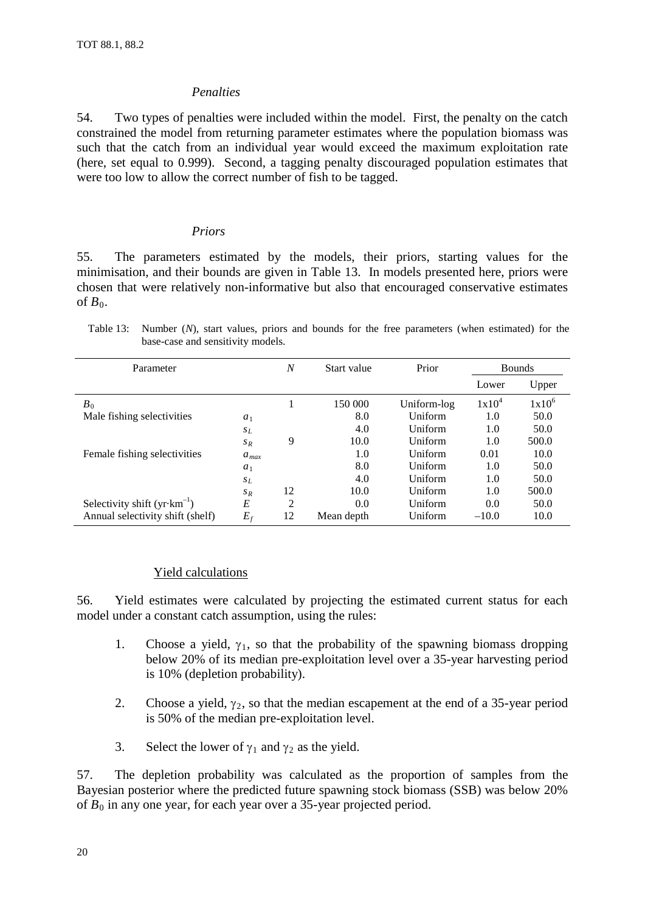### *Penalties*

54. Two types of penalties were included within the model. First, the penalty on the catch constrained the model from returning parameter estimates where the population biomass was such that the catch from an individual year would exceed the maximum exploitation rate (here, set equal to 0.999). Second, a tagging penalty discouraged population estimates that were too low to allow the correct number of fish to be tagged.

### *Priors*

55. The parameters estimated by the models, their priors, starting values for the minimisation, and their bounds are given in Table 13. In models presented here, priors were chosen that were relatively non-informative but also that encouraged conservative estimates of $B_0$.

Table 13: Number ($N$), start values, priors and bounds for the free parameters (when estimated) for the base-case and sensitivity models.

| Parameter | | $N$ | Start value | Prior | Bounds | |
|---|---|---|---|---|---|---|
| | | | | | Lower | Upper |
| $B_0$ | | 1 | 150 000 | Uniform-log | $1\text{x}10^4$ | $1\text{x}10^6$ |
| Male fishing selectivities | $a_1$ | | 8.0 | Uniform | 1.0 | 50.0 |
| | $s_L$ | | 4.0 | Uniform | 1.0 | 50.0 |
| | $s_R$ | 9 | 10.0 | Uniform | 1.0 | 500.0 |
| Female fishing selectivities | $a_{max}$ | | 1.0 | Uniform | 0.01 | 10.0 |
| | $a_1$ | | 8.0 | Uniform | 1.0 | 50.0 |
| | $s_L$ | | 4.0 | Uniform | 1.0 | 50.0 |
| | $s_R$ | 12 | 10.0 | Uniform | 1.0 | 500.0 |
| Selectivity shift ($\text{yr}\cdot\text{km}^{-1}$) | $E$ | 2 | 0.0 | Uniform | 0.0 | 50.0 |
| Annual selectivity shift (shelf) | $E_f$ | 12 | Mean depth | Uniform | –10.0 | 10.0 |

## Yield calculations

56. Yield estimates were calculated by projecting the estimated current status for each model under a constant catch assumption, using the rules:

1. Choose a yield, $\gamma_1$, so that the probability of the spawning biomass dropping below 20% of its median pre-exploitation level over a 35-year harvesting period is 10% (depletion probability).

2. Choose a yield, $\gamma_2$, so that the median escapement at the end of a 35-year period is 50% of the median pre-exploitation level.

3. Select the lower of $\gamma_1$ and $\gamma_2$ as the yield.

57. The depletion probability was calculated as the proportion of samples from the Bayesian posterior where the predicted future spawning stock biomass (SSB) was below 20% of $B_0$ in any one year, for each year over a 35-year projected period.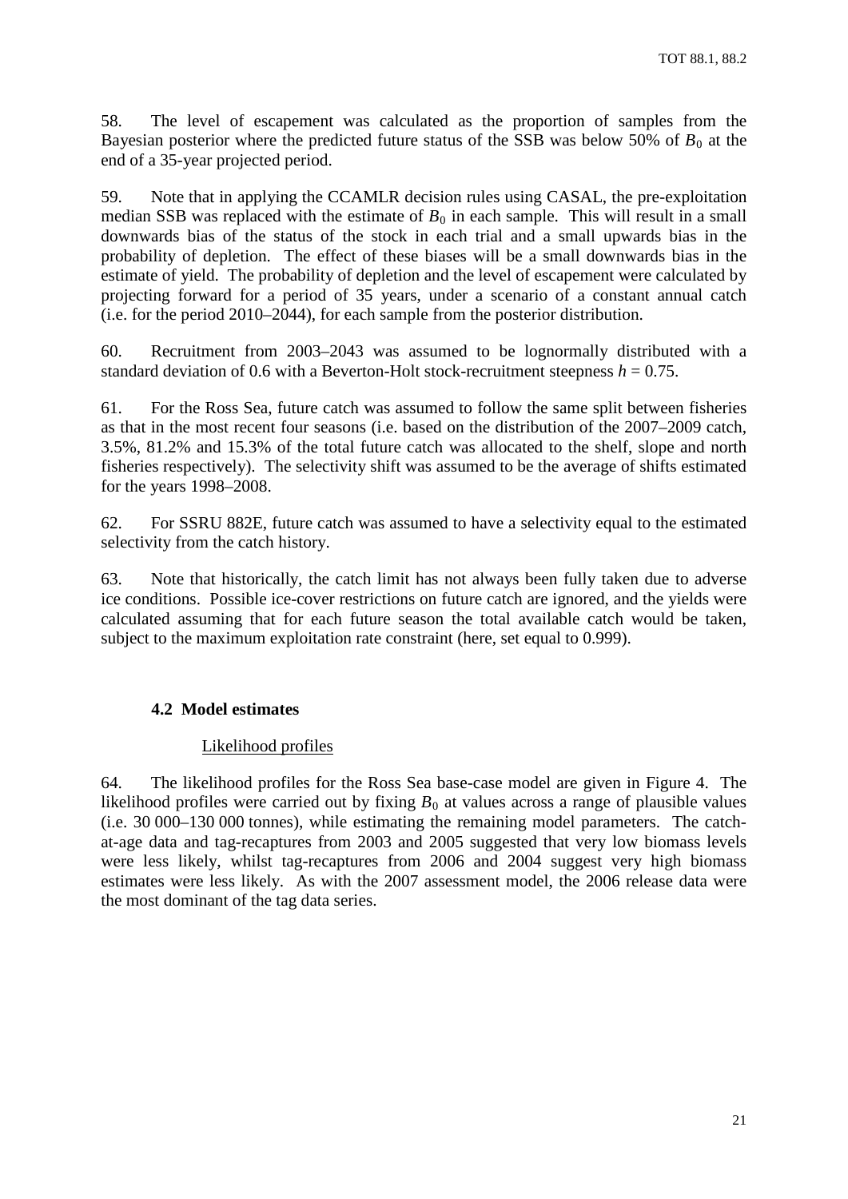58. The level of escapement was calculated as the proportion of samples from the Bayesian posterior where the predicted future status of the SSB was below 50% of $B_0$ at the end of a 35-year projected period.

59. Note that in applying the CCAMLR decision rules using CASAL, the pre-exploitation median SSB was replaced with the estimate of $B_0$ in each sample. This will result in a small downwards bias of the status of the stock in each trial and a small upwards bias in the probability of depletion. The effect of these biases will be a small downwards bias in the estimate of yield. The probability of depletion and the level of escapement were calculated by projecting forward for a period of 35 years, under a scenario of a constant annual catch (i.e. for the period 2010–2044), for each sample from the posterior distribution.

60. Recruitment from 2003–2043 was assumed to be lognormally distributed with a standard deviation of 0.6 with a Beverton-Holt stock-recruitment steepness $h = 0.75$.

61. For the Ross Sea, future catch was assumed to follow the same split between fisheries as that in the most recent four seasons (i.e. based on the distribution of the 2007–2009 catch, 3.5%, 81.2% and 15.3% of the total future catch was allocated to the shelf, slope and north fisheries respectively). The selectivity shift was assumed to be the average of shifts estimated for the years 1998–2008.

62. For SSRU 882E, future catch was assumed to have a selectivity equal to the estimated selectivity from the catch history.

63. Note that historically, the catch limit has not always been fully taken due to adverse ice conditions. Possible ice-cover restrictions on future catch are ignored, and the yields were calculated assuming that for each future season the total available catch would be taken, subject to the maximum exploitation rate constraint (here, set equal to 0.999).

### 4.2 Model estimates

#### Likelihood profiles

64. The likelihood profiles for the Ross Sea base-case model are given in Figure 4. The likelihood profiles were carried out by fixing $B_0$ at values across a range of plausible values (i.e. 30 000–130 000 tonnes), while estimating the remaining model parameters. The catch-at-age data and tag-recaptures from 2003 and 2005 suggested that very low biomass levels were less likely, whilst tag-recaptures from 2006 and 2004 suggest very high biomass estimates were less likely. As with the 2007 assessment model, the 2006 release data were the most dominant of the tag data series.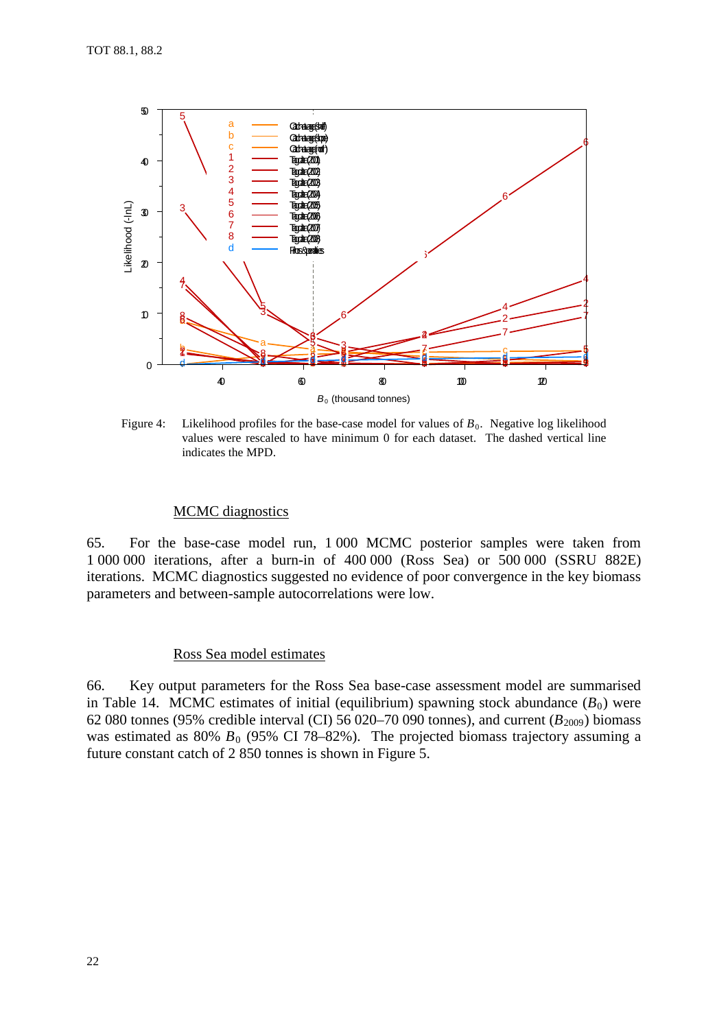Figure 4: Likelihood profiles for the base-case model for values of $B_0$. Negative log likelihood values were rescaled to have minimum 0 for each dataset. The dashed vertical line indicates the MPD.

### MCMC diagnostics

65. For the base-case model run, 1 000 MCMC posterior samples were taken from 1 000 000 iterations, after a burn-in of 400 000 (Ross Sea) or 500 000 (SSRU 882E) iterations. MCMC diagnostics suggested no evidence of poor convergence in the key biomass parameters and between-sample autocorrelations were low.

### Ross Sea model estimates

66. Key output parameters for the Ross Sea base-case assessment model are summarised in Table 14. MCMC estimates of initial (equilibrium) spawning stock abundance ($B_0$) were 62 080 tonnes (95% credible interval (CI) 56 020–70 090 tonnes), and current ($B_{2009}$) biomass was estimated as 80% $B_0$ (95% CI 78–82%). The projected biomass trajectory assuming a future constant catch of 2 850 tonnes is shown in Figure 5.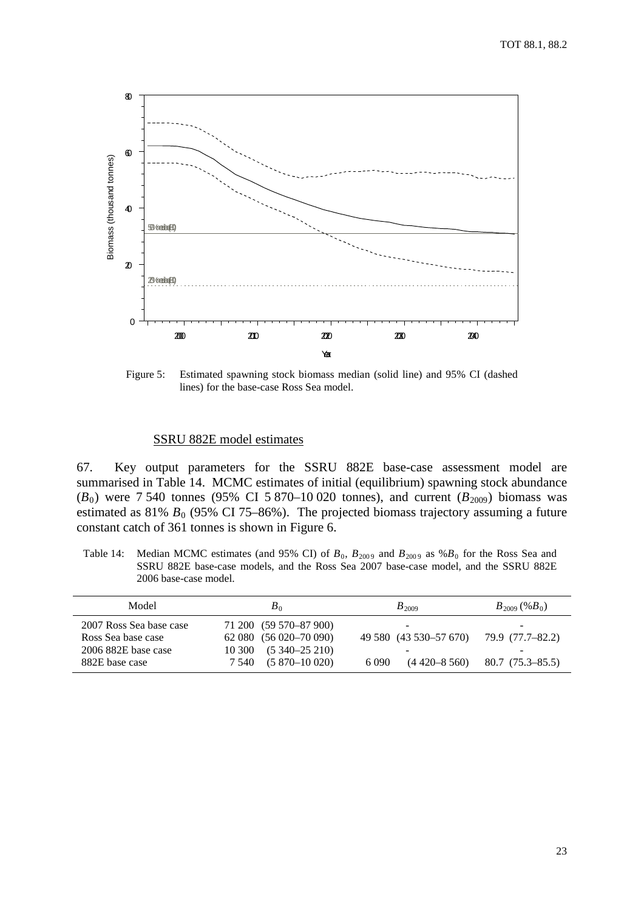Figure 5: Estimated spawning stock biomass median (solid line) and 95% CI (dashed lines) for the base-case Ross Sea model.

SSRU 882E model estimates

67. Key output parameters for the SSRU 882E base-case assessment model are summarised in Table 14. MCMC estimates of initial (equilibrium) spawning stock abundance ($B_0$) were 7 540 tonnes (95% CI 5 870–10 020 tonnes), and current ($B_{2009}$) biomass was estimated as 81% $B_0$ (95% CI 75–86%). The projected biomass trajectory assuming a future constant catch of 361 tonnes is shown in Figure 6.

Table 14: Median MCMC estimates (and 95% CI) of $B_0$, $B_{2009}$ and $B_{2009}$ as $\%B_0$ for the Ross Sea and SSRU 882E base-case models, and the Ross Sea 2007 base-case model, and the SSRU 882E 2006 base-case model.

| Model | $B_0$ | $B_{2009}$ | $B_{2009}$ ($\%B_0$) |
|---|---|---|---|
| 2007 Ross Sea base case | 71 200 (59 570–87 900) | - | - |
| Ross Sea base case | 62 080 (56 020–70 090) | 49 580 (43 530–57 670) | 79.9 (77.7–82.2) |
| 2006 882E base case | 10 300 (5 340–25 210) | - | - |
| 882E base case | 7 540 (5 870–10 020) | 6 090 (4 420–8 560) | 80.7 (75.3–85.5) |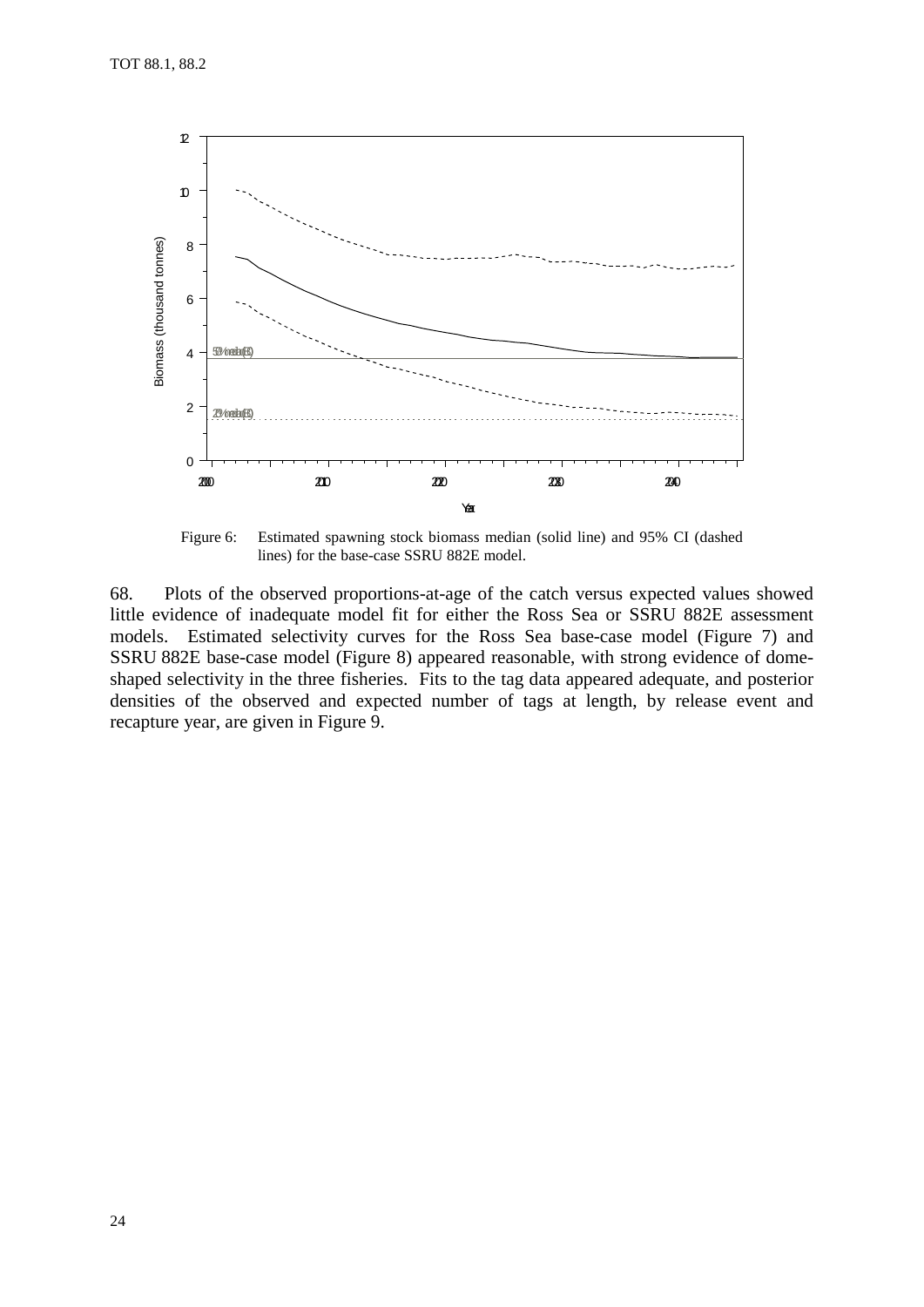Figure 6: Estimated spawning stock biomass median (solid line) and 95% CI (dashed lines) for the base-case SSRU 882E model.

68. Plots of the observed proportions-at-age of the catch versus expected values showed little evidence of inadequate model fit for either the Ross Sea or SSRU 882E assessment models. Estimated selectivity curves for the Ross Sea base-case model (Figure 7) and SSRU 882E base-case model (Figure 8) appeared reasonable, with strong evidence of dome-shaped selectivity in the three fisheries. Fits to the tag data appeared adequate, and posterior densities of the observed and expected number of tags at length, by release event and recapture year, are given in Figure 9.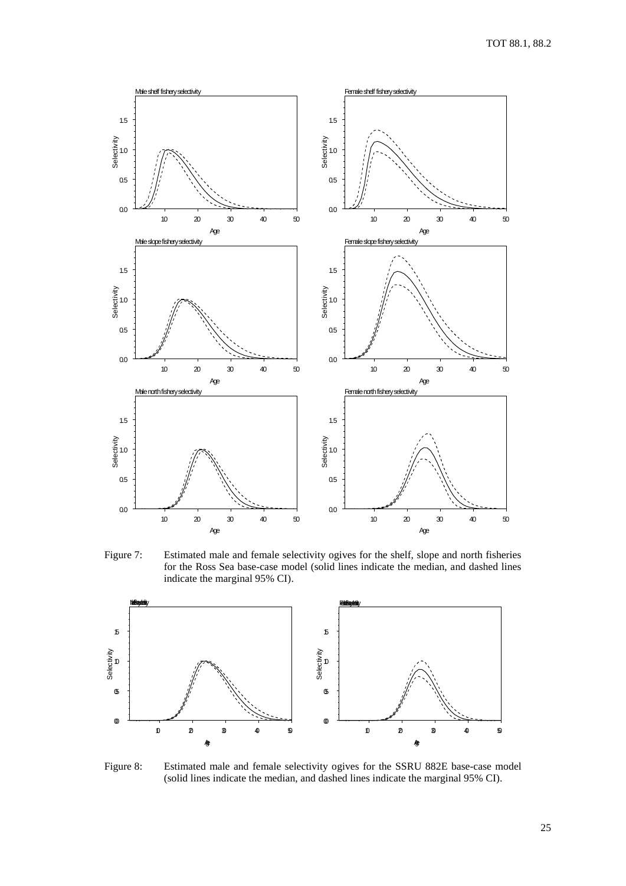Figure 7: Estimated male and female selectivity ogives for the shelf, slope and north fisheries for the Ross Sea base-case model (solid lines indicate the median, and dashed lines indicate the marginal 95% CI).

Figure 8: Estimated male and female selectivity ogives for the SSRU 882E base-case model (solid lines indicate the median, and dashed lines indicate the marginal 95% CI).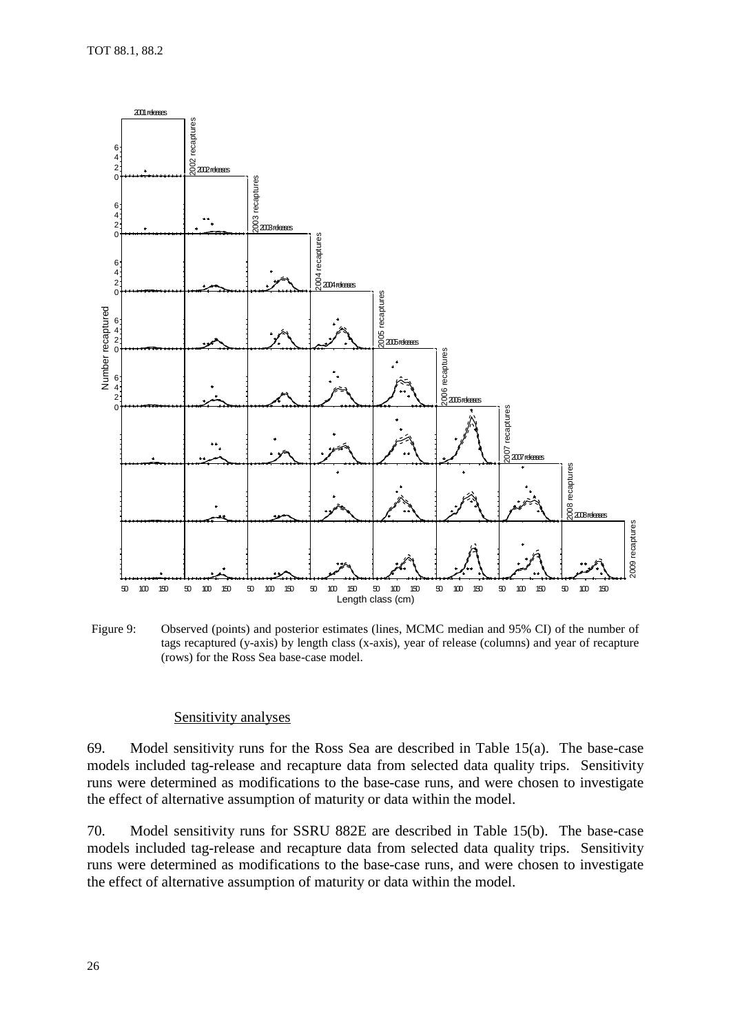Figure 9: Observed (points) and posterior estimates (lines, MCMC median and 95% CI) of the number of tags recaptured (y-axis) by length class (x-axis), year of release (columns) and year of recapture (rows) for the Ross Sea base-case model.

### Sensitivity analyses

69. Model sensitivity runs for the Ross Sea are described in Table 15(a). The base-case models included tag-release and recapture data from selected data quality trips. Sensitivity runs were determined as modifications to the base-case runs, and were chosen to investigate the effect of alternative assumption of maturity or data within the model.

70. Model sensitivity runs for SSRU 882E are described in Table 15(b). The base-case models included tag-release and recapture data from selected data quality trips. Sensitivity runs were determined as modifications to the base-case runs, and were chosen to investigate the effect of alternative assumption of maturity or data within the model.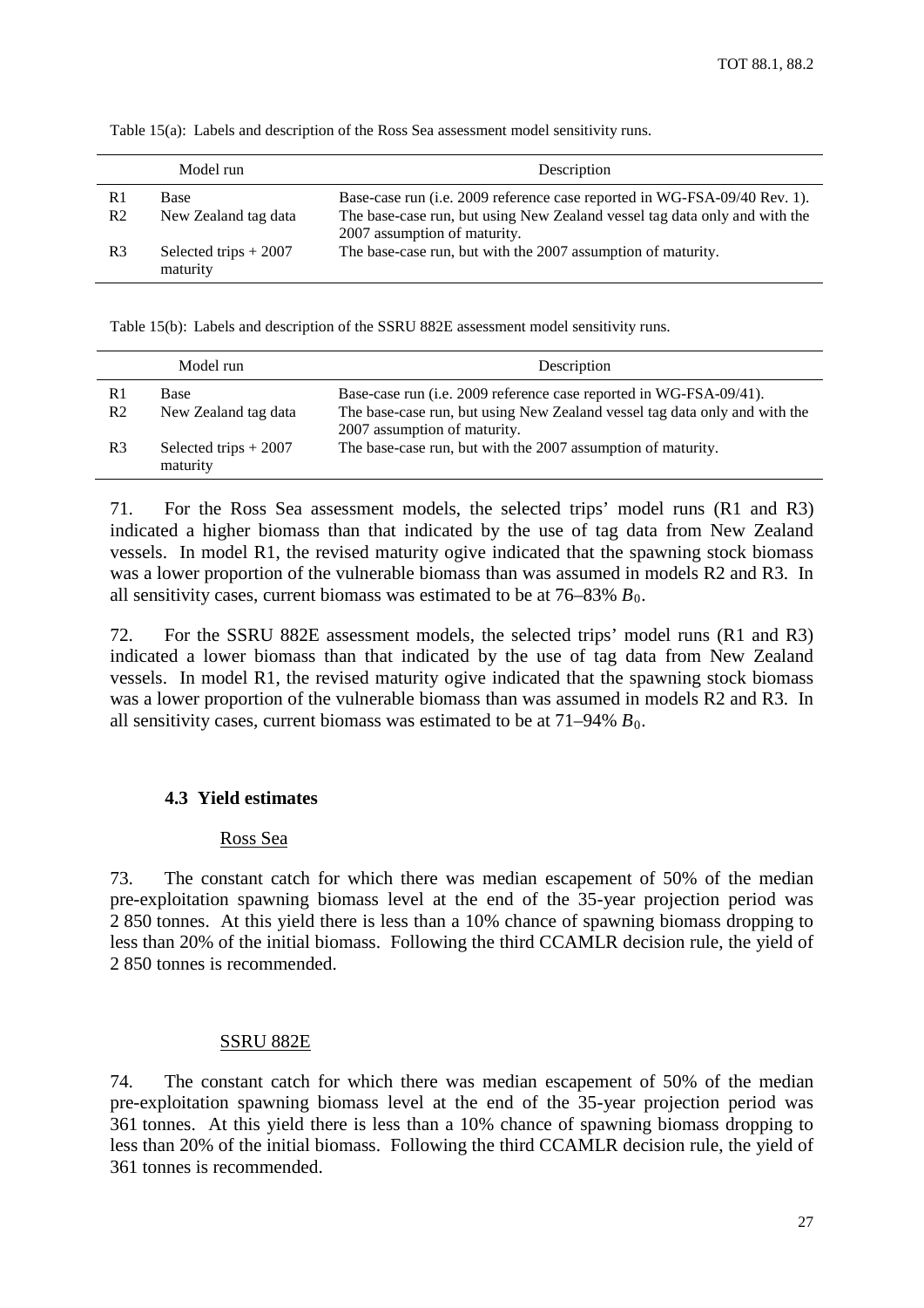Table 15(a): Labels and description of the Ross Sea assessment model sensitivity runs.

| | Model run | Description |
|---|---|---|
| R1 | Base | Base-case run (i.e. 2009 reference case reported in WG-FSA-09/40 Rev. 1). |
| R2 | New Zealand tag data | The base-case run, but using New Zealand vessel tag data only and with the 2007 assumption of maturity. |
| R3 | Selected trips + 2007 maturity | The base-case run, but with the 2007 assumption of maturity. |

Table 15(b): Labels and description of the SSRU 882E assessment model sensitivity runs.

| | Model run | Description |
|---|---|---|
| R1 | Base | Base-case run (i.e. 2009 reference case reported in WG-FSA-09/41). |
| R2 | New Zealand tag data | The base-case run, but using New Zealand vessel tag data only and with the 2007 assumption of maturity. |
| R3 | Selected trips + 2007 maturity | The base-case run, but with the 2007 assumption of maturity. |

71. For the Ross Sea assessment models, the selected trips' model runs (R1 and R3) indicated a higher biomass than that indicated by the use of tag data from New Zealand vessels. In model R1, the revised maturity ogive indicated that the spawning stock biomass was a lower proportion of the vulnerable biomass than was assumed in models R2 and R3. In all sensitivity cases, current biomass was estimated to be at 76–83% $B_0$.

72. For the SSRU 882E assessment models, the selected trips' model runs (R1 and R3) indicated a lower biomass than that indicated by the use of tag data from New Zealand vessels. In model R1, the revised maturity ogive indicated that the spawning stock biomass was a lower proportion of the vulnerable biomass than was assumed in models R2 and R3. In all sensitivity cases, current biomass was estimated to be at 71–94% $B_0$.

### 4.3 Yield estimates

#### Ross Sea

73. The constant catch for which there was median escapement of 50% of the median pre-exploitation spawning biomass level at the end of the 35-year projection period was 2 850 tonnes. At this yield there is less than a 10% chance of spawning biomass dropping to less than 20% of the initial biomass. Following the third CCAMLR decision rule, the yield of 2 850 tonnes is recommended.

#### SSRU 882E

74. The constant catch for which there was median escapement of 50% of the median pre-exploitation spawning biomass level at the end of the 35-year projection period was 361 tonnes. At this yield there is less than a 10% chance of spawning biomass dropping to less than 20% of the initial biomass. Following the third CCAMLR decision rule, the yield of 361 tonnes is recommended.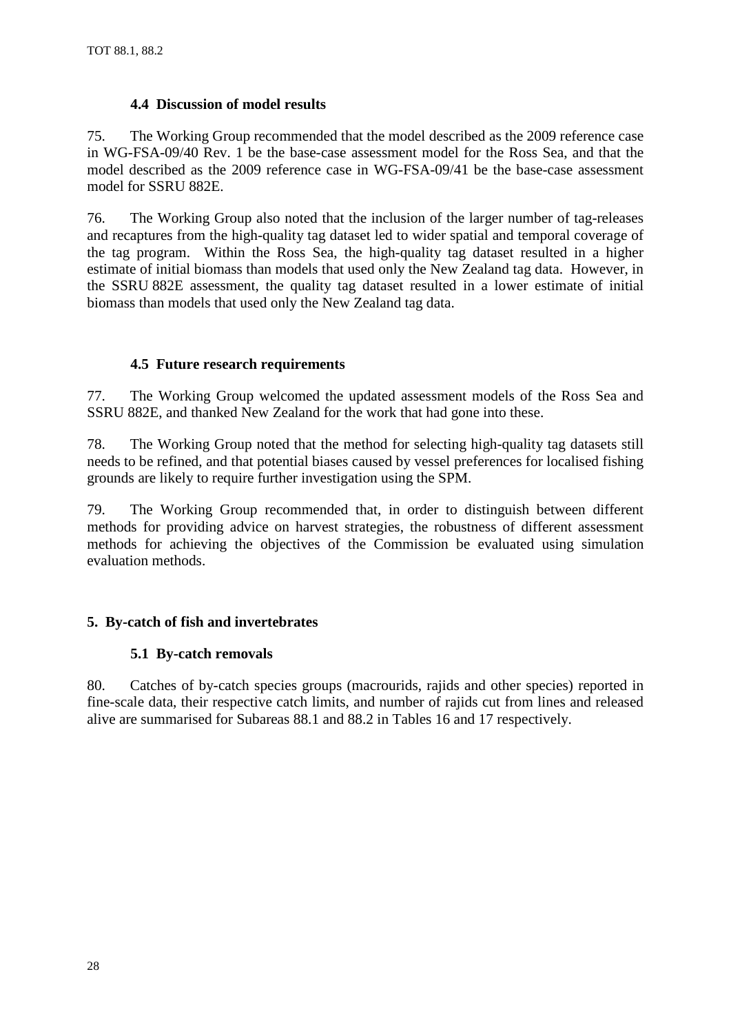### 4.4 Discussion of model results

75. The Working Group recommended that the model described as the 2009 reference case in WG-FSA-09/40 Rev. 1 be the base-case assessment model for the Ross Sea, and that the model described as the 2009 reference case in WG-FSA-09/41 be the base-case assessment model for SSRU 882E.

76. The Working Group also noted that the inclusion of the larger number of tag-releases and recaptures from the high-quality tag dataset led to wider spatial and temporal coverage of the tag program. Within the Ross Sea, the high-quality tag dataset resulted in a higher estimate of initial biomass than models that used only the New Zealand tag data. However, in the SSRU 882E assessment, the quality tag dataset resulted in a lower estimate of initial biomass than models that used only the New Zealand tag data.

### 4.5 Future research requirements

77. The Working Group welcomed the updated assessment models of the Ross Sea and SSRU 882E, and thanked New Zealand for the work that had gone into these.

78. The Working Group noted that the method for selecting high-quality tag datasets still needs to be refined, and that potential biases caused by vessel preferences for localised fishing grounds are likely to require further investigation using the SPM.

79. The Working Group recommended that, in order to distinguish between different methods for providing advice on harvest strategies, the robustness of different assessment methods for achieving the objectives of the Commission be evaluated using simulation evaluation methods.

## 5. By-catch of fish and invertebrates

### 5.1 By-catch removals

80. Catches of by-catch species groups (macrourids, rajids and other species) reported in fine-scale data, their respective catch limits, and number of rajids cut from lines and released alive are summarised for Subareas 88.1 and 88.2 in Tables 16 and 17 respectively.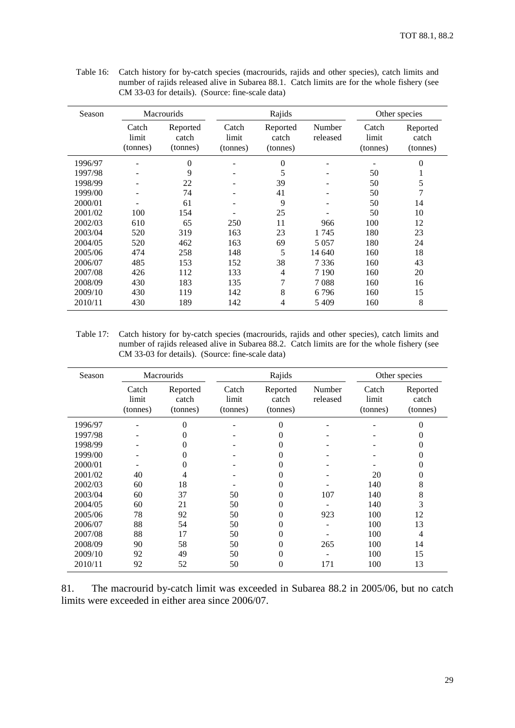Table 16: Catch history for by-catch species (macrourids, rajids and other species), catch limits and number of rajids released alive in Subarea 88.1. Catch limits are for the whole fishery (see CM 33-03 for details). (Source: fine-scale data)

| Season | Macrourids | | Rajids | | | Other species | |
|---|---|---|---|---|---|---|---|
| | Catch limit (tonnes) | Reported catch (tonnes) | Catch limit (tonnes) | Reported catch (tonnes) | Number released | Catch limit (tonnes) | Reported catch (tonnes) |
| 1996/97 | - | 0 | - | 0 | - | - | 0 |
| 1997/98 | - | 9 | - | 5 | - | 50 | 1 |
| 1998/99 | - | 22 | - | 39 | - | 50 | 5 |
| 1999/00 | - | 74 | - | 41 | - | 50 | 7 |
| 2000/01 | - | 61 | - | 9 | - | 50 | 14 |
| 2001/02 | 100 | 154 | - | 25 | - | 50 | 10 |
| 2002/03 | 610 | 65 | 250 | 11 | 966 | 100 | 12 |
| 2003/04 | 520 | 319 | 163 | 23 | 1 745 | 180 | 23 |
| 2004/05 | 520 | 462 | 163 | 69 | 5 057 | 180 | 24 |
| 2005/06 | 474 | 258 | 148 | 5 | 14 640 | 160 | 18 |
| 2006/07 | 485 | 153 | 152 | 38 | 7 336 | 160 | 43 |
| 2007/08 | 426 | 112 | 133 | 4 | 7 190 | 160 | 20 |
| 2008/09 | 430 | 183 | 135 | 7 | 7 088 | 160 | 16 |
| 2009/10 | 430 | 119 | 142 | 8 | 6 796 | 160 | 15 |
| 2010/11 | 430 | 189 | 142 | 4 | 5 409 | 160 | 8 |

Table 17: Catch history for by-catch species (macrourids, rajids and other species), catch limits and number of rajids released alive in Subarea 88.2. Catch limits are for the whole fishery (see CM 33-03 for details). (Source: fine-scale data)

| Season | Macrourids | | Rajids | | | Other species | |
|---|---|---|---|---|---|---|---|
| | Catch limit (tonnes) | Reported catch (tonnes) | Catch limit (tonnes) | Reported catch (tonnes) | Number released | Catch limit (tonnes) | Reported catch (tonnes) |
| 1996/97 | - | 0 | - | 0 | - | - | 0 |
| 1997/98 | - | 0 | - | 0 | - | - | 0 |
| 1998/99 | - | 0 | - | 0 | - | - | 0 |
| 1999/00 | - | 0 | - | 0 | - | - | 0 |
| 2000/01 | - | 0 | - | 0 | - | - | 0 |
| 2001/02 | 40 | 4 | - | 0 | - | 20 | 0 |
| 2002/03 | 60 | 18 | - | 0 | - | 140 | 8 |
| 2003/04 | 60 | 37 | 50 | 0 | 107 | 140 | 8 |
| 2004/05 | 60 | 21 | 50 | 0 | - | 140 | 3 |
| 2005/06 | 78 | 92 | 50 | 0 | 923 | 100 | 12 |
| 2006/07 | 88 | 54 | 50 | 0 | - | 100 | 13 |
| 2007/08 | 88 | 17 | 50 | 0 | - | 100 | 4 |
| 2008/09 | 90 | 58 | 50 | 0 | 265 | 100 | 14 |
| 2009/10 | 92 | 49 | 50 | 0 | - | 100 | 15 |
| 2010/11 | 92 | 52 | 50 | 0 | 171 | 100 | 13 |

81. The macrourid by-catch limit was exceeded in Subarea 88.2 in 2005/06, but no catch limits were exceeded in either area since 2006/07.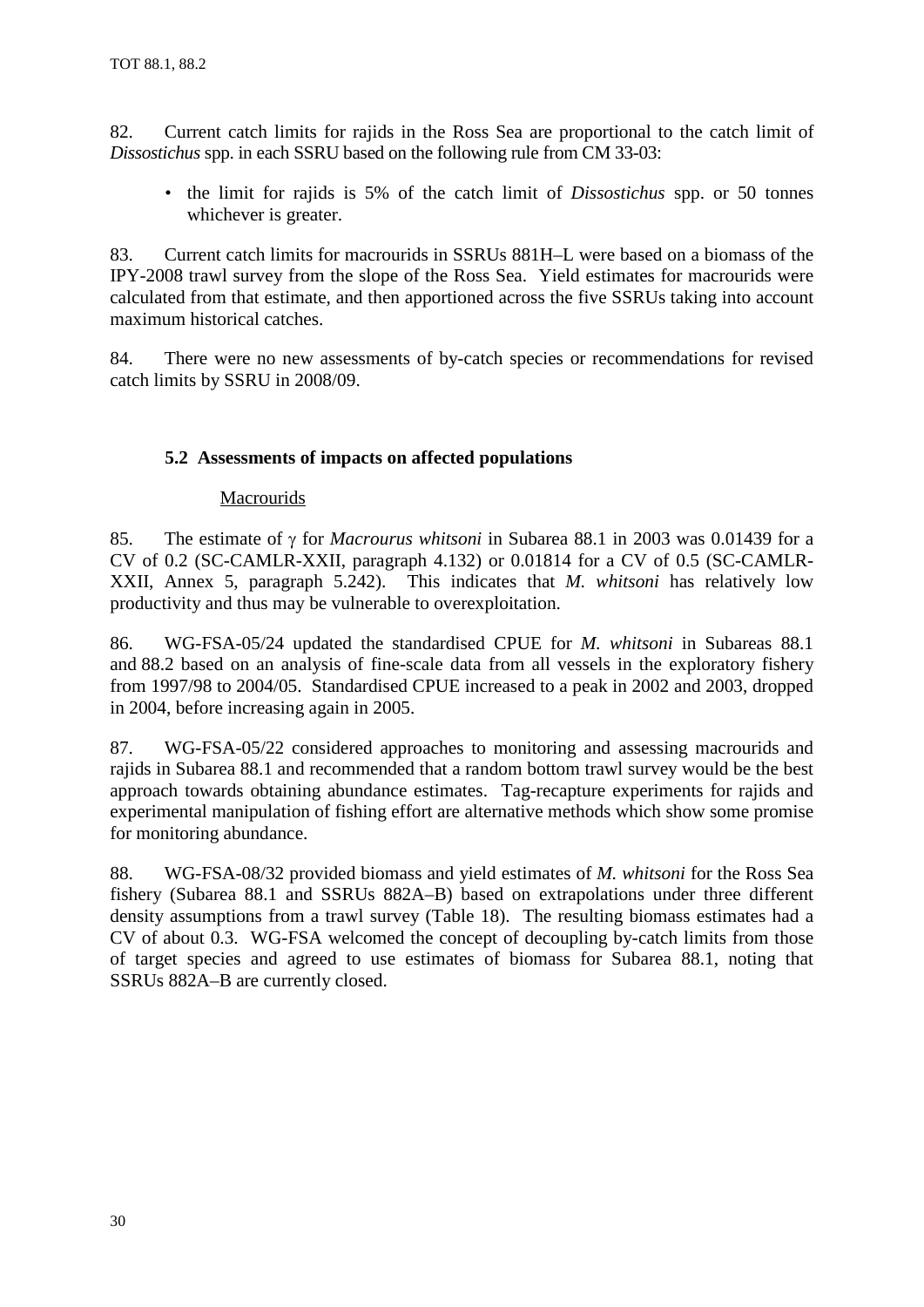82. Current catch limits for rajids in the Ross Sea are proportional to the catch limit of *Dissostichus* spp. in each SSRU based on the following rule from CM 33-03:

- the limit for rajids is 5% of the catch limit of *Dissostichus* spp. or 50 tonnes whichever is greater.

83. Current catch limits for macrourids in SSRUs 881H–L were based on a biomass of the IPY-2008 trawl survey from the slope of the Ross Sea. Yield estimates for macrourids were calculated from that estimate, and then apportioned across the five SSRUs taking into account maximum historical catches.

84. There were no new assessments of by-catch species or recommendations for revised catch limits by SSRU in 2008/09.

### 5.2 Assessments of impacts on affected populations

#### Macrourids

85. The estimate of $\gamma$ for *Macrourus whitsoni* in Subarea 88.1 in 2003 was 0.01439 for a CV of 0.2 (SC-CAMLR-XXII, paragraph 4.132) or 0.01814 for a CV of 0.5 (SC-CAMLR-XXII, Annex 5, paragraph 5.242). This indicates that *M. whitsoni* has relatively low productivity and thus may be vulnerable to overexploitation.

86. WG-FSA-05/24 updated the standardised CPUE for *M. whitsoni* in Subareas 88.1 and 88.2 based on an analysis of fine-scale data from all vessels in the exploratory fishery from 1997/98 to 2004/05. Standardised CPUE increased to a peak in 2002 and 2003, dropped in 2004, before increasing again in 2005.

87. WG-FSA-05/22 considered approaches to monitoring and assessing macrourids and rajids in Subarea 88.1 and recommended that a random bottom trawl survey would be the best approach towards obtaining abundance estimates. Tag-recapture experiments for rajids and experimental manipulation of fishing effort are alternative methods which show some promise for monitoring abundance.

88. WG-FSA-08/32 provided biomass and yield estimates of *M. whitsoni* for the Ross Sea fishery (Subarea 88.1 and SSRUs 882A–B) based on extrapolations under three different density assumptions from a trawl survey (Table 18). The resulting biomass estimates had a CV of about 0.3. WG-FSA welcomed the concept of decoupling by-catch limits from those of target species and agreed to use estimates of biomass for Subarea 88.1, noting that SSRUs 882A–B are currently closed.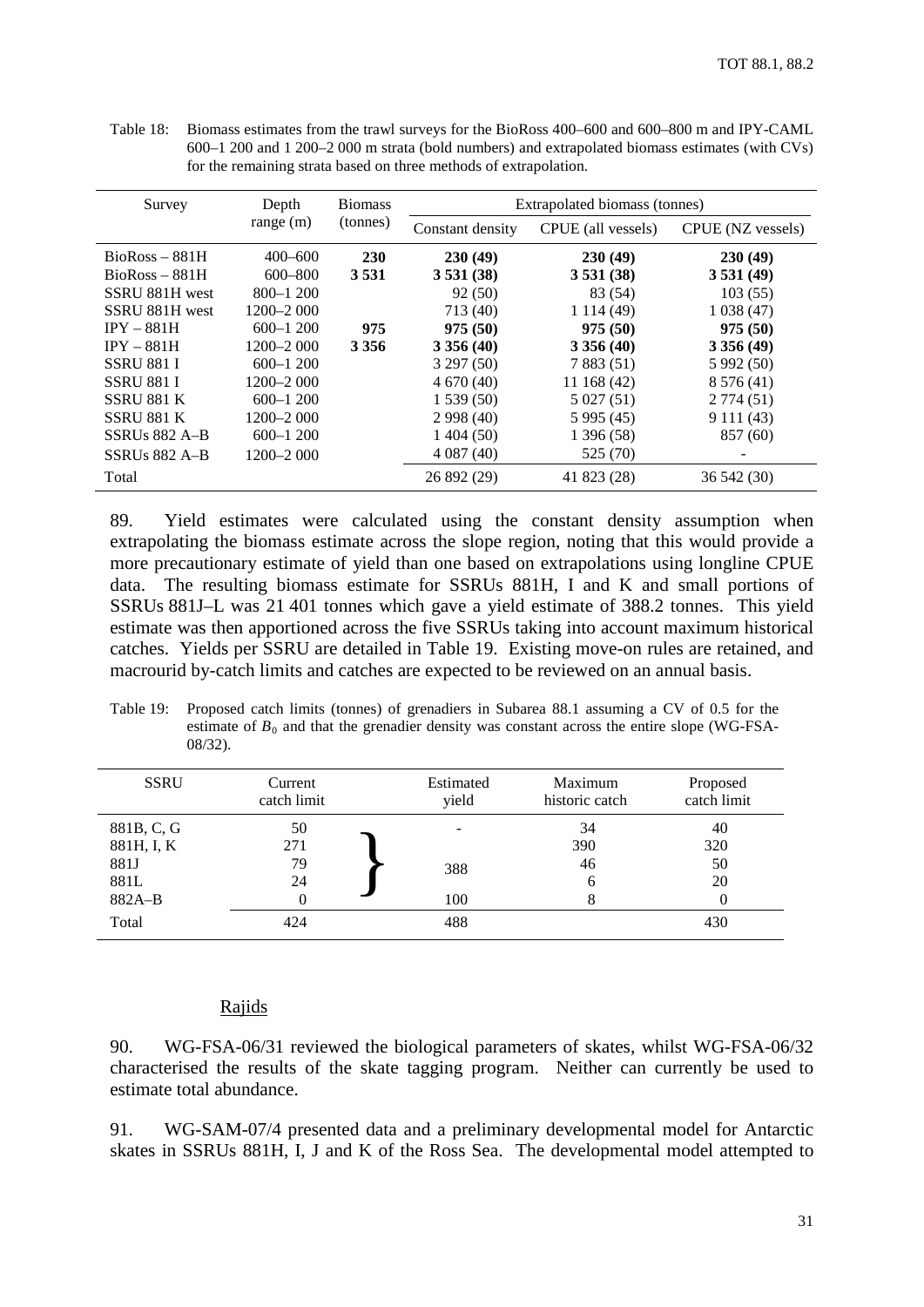Table 18: Biomass estimates from the trawl surveys for the BioRoss 400–600 and 600–800 m and IPY-CAML 600–1 200 and 1 200–2 000 m strata (bold numbers) and extrapolated biomass estimates (with CVs) for the remaining strata based on three methods of extrapolation.

| Survey | Depth range (m) | Biomass (tonnes) | Extrapolated biomass (tonnes) | | |
|---|---|---|---|---|---|
| | | | Constant density | CPUE (all vessels) | CPUE (NZ vessels) |
| BioRoss – 881H | 400–600 | **230** | **230 (49)** | **230 (49)** | **230 (49)** |
| BioRoss – 881H | 600–800 | **3 531** | **3 531 (38)** | **3 531 (38)** | **3 531 (49)** |
| SSRU 881H west | 800–1 200 | | 92 (50) | 83 (54) | 103 (55) |
| SSRU 881H west | 1200–2 000 | | 713 (40) | 1 114 (49) | 1 038 (47) |
| IPY – 881H | 600–1 200 | **975** | **975 (50)** | **975 (50)** | **975 (50)** |
| IPY – 881H | 1200–2 000 | **3 356** | **3 356 (40)** | **3 356 (40)** | **3 356 (49)** |
| SSRU 881 I | 600–1 200 | | 3 297 (50) | 7 883 (51) | 5 992 (50) |
| SSRU 881 I | 1200–2 000 | | 4 670 (40) | 11 168 (42) | 8 576 (41) |
| SSRU 881 K | 600–1 200 | | 1 539 (50) | 5 027 (51) | 2 774 (51) |
| SSRU 881 K | 1200–2 000 | | 2 998 (40) | 5 995 (45) | 9 111 (43) |
| SSRUs 882 A–B | 600–1 200 | | 1 404 (50) | 1 396 (58) | 857 (60) |
| SSRUs 882 A–B | 1200–2 000 | | 4 087 (40) | 525 (70) | - |
| Total | | | 26 892 (29) | 41 823 (28) | 36 542 (30) |

89. Yield estimates were calculated using the constant density assumption when extrapolating the biomass estimate across the slope region, noting that this would provide a more precautionary estimate of yield than one based on extrapolations using longline CPUE data. The resulting biomass estimate for SSRUs 881H, I and K and small portions of SSRUs 881J–L was 21 401 tonnes which gave a yield estimate of 388.2 tonnes. This yield estimate was then apportioned across the five SSRUs taking into account maximum historical catches. Yields per SSRU are detailed in Table 19. Existing move-on rules are retained, and macrourid by-catch limits and catches are expected to be reviewed on an annual basis.

Table 19: Proposed catch limits (tonnes) of grenadiers in Subarea 88.1 assuming a CV of 0.5 for the estimate of $B_0$ and that the grenadier density was constant across the entire slope (WG-FSA-08/32).

| SSRU | Current catch limit | Estimated yield | Maximum historic catch | Proposed catch limit |
|---|---|---|---|---|
| 881B, C, G | 50 | } 388 (881B, C, G – 881L) | 34 | 40 |
| 881H, I, K | 271 | | 390 | 320 |
| 881J | 79 | | 46 | 50 |
| 881L | 24 | | 6 | 20 |
| 882A–B | 0 | 100 | 8 | 0 |
| Total | 424 | 488 | | 430 |

## Rajids

90. WG-FSA-06/31 reviewed the biological parameters of skates, whilst WG-FSA-06/32 characterised the results of the skate tagging program. Neither can currently be used to estimate total abundance.

91. WG-SAM-07/4 presented data and a preliminary developmental model for Antarctic skates in SSRUs 881H, I, J and K of the Ross Sea. The developmental model attempted to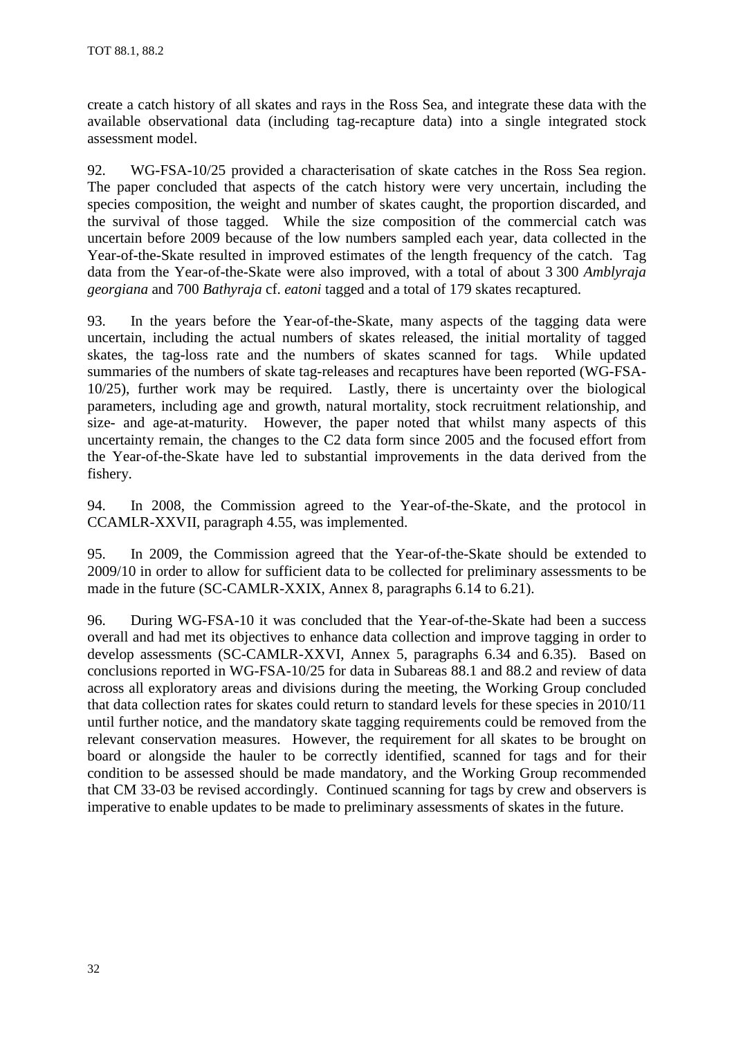create a catch history of all skates and rays in the Ross Sea, and integrate these data with the available observational data (including tag-recapture data) into a single integrated stock assessment model.

92. WG-FSA-10/25 provided a characterisation of skate catches in the Ross Sea region. The paper concluded that aspects of the catch history were very uncertain, including the species composition, the weight and number of skates caught, the proportion discarded, and the survival of those tagged. While the size composition of the commercial catch was uncertain before 2009 because of the low numbers sampled each year, data collected in the Year-of-the-Skate resulted in improved estimates of the length frequency of the catch. Tag data from the Year-of-the-Skate were also improved, with a total of about 3 300 *Amblyraja georgiana* and 700 *Bathyraja* cf. *eatoni* tagged and a total of 179 skates recaptured.

93. In the years before the Year-of-the-Skate, many aspects of the tagging data were uncertain, including the actual numbers of skates released, the initial mortality of tagged skates, the tag-loss rate and the numbers of skates scanned for tags. While updated summaries of the numbers of skate tag-releases and recaptures have been reported (WG-FSA-10/25), further work may be required. Lastly, there is uncertainty over the biological parameters, including age and growth, natural mortality, stock recruitment relationship, and size- and age-at-maturity. However, the paper noted that whilst many aspects of this uncertainty remain, the changes to the C2 data form since 2005 and the focused effort from the Year-of-the-Skate have led to substantial improvements in the data derived from the fishery.

94. In 2008, the Commission agreed to the Year-of-the-Skate, and the protocol in CCAMLR-XXVII, paragraph 4.55, was implemented.

95. In 2009, the Commission agreed that the Year-of-the-Skate should be extended to 2009/10 in order to allow for sufficient data to be collected for preliminary assessments to be made in the future (SC-CAMLR-XXIX, Annex 8, paragraphs 6.14 to 6.21).

96. During WG-FSA-10 it was concluded that the Year-of-the-Skate had been a success overall and had met its objectives to enhance data collection and improve tagging in order to develop assessments (SC-CAMLR-XXVI, Annex 5, paragraphs 6.34 and 6.35). Based on conclusions reported in WG-FSA-10/25 for data in Subareas 88.1 and 88.2 and review of data across all exploratory areas and divisions during the meeting, the Working Group concluded that data collection rates for skates could return to standard levels for these species in 2010/11 until further notice, and the mandatory skate tagging requirements could be removed from the relevant conservation measures. However, the requirement for all skates to be brought on board or alongside the hauler to be correctly identified, scanned for tags and for their condition to be assessed should be made mandatory, and the Working Group recommended that CM 33-03 be revised accordingly. Continued scanning for tags by crew and observers is imperative to enable updates to be made to preliminary assessments of skates in the future.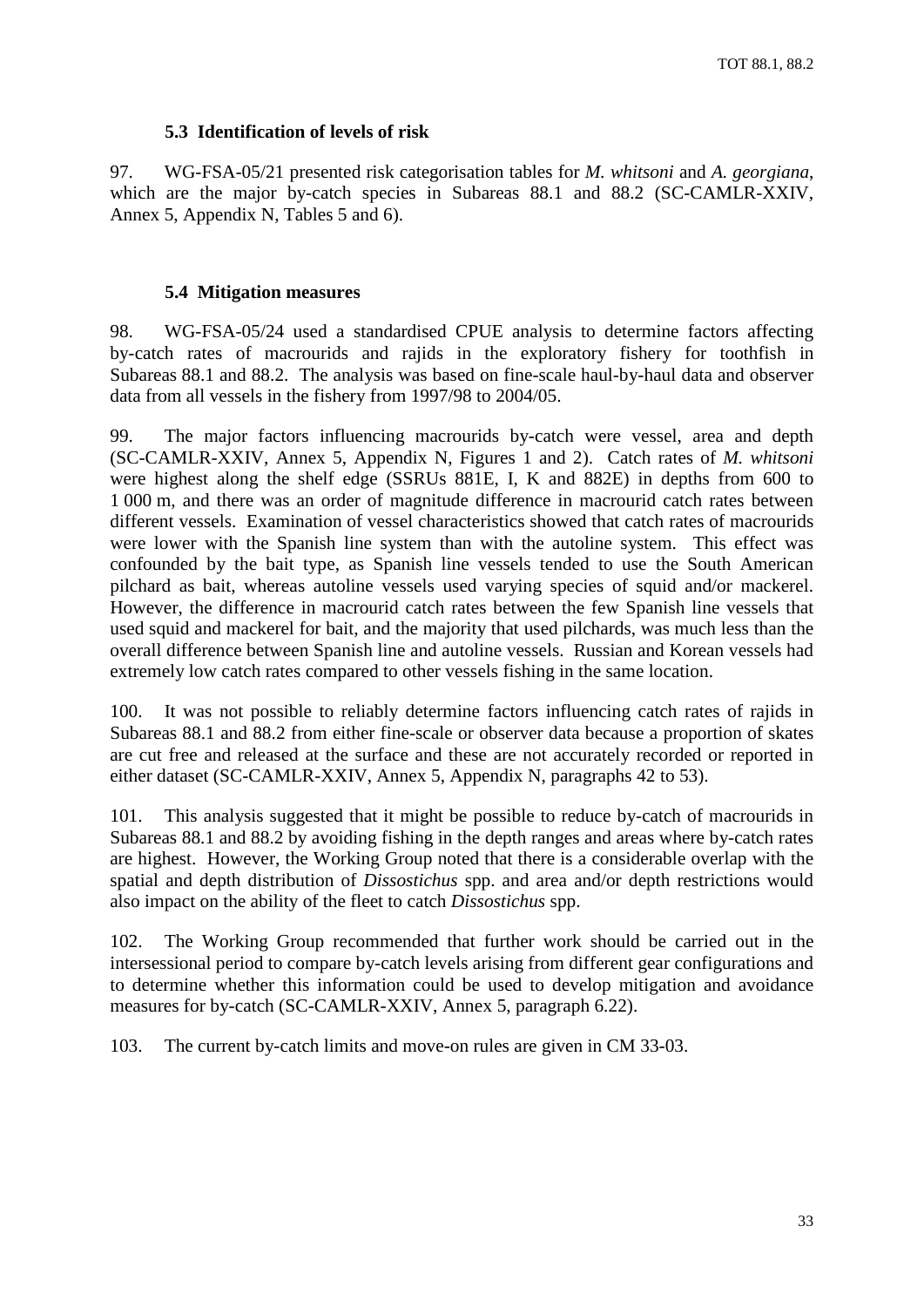### 5.3 Identification of levels of risk

97. WG-FSA-05/21 presented risk categorisation tables for *M. whitsoni* and *A. georgiana*, which are the major by-catch species in Subareas 88.1 and 88.2 (SC-CAMLR-XXIV, Annex 5, Appendix N, Tables 5 and 6).

### 5.4 Mitigation measures

98. WG-FSA-05/24 used a standardised CPUE analysis to determine factors affecting by-catch rates of macrourids and rajids in the exploratory fishery for toothfish in Subareas 88.1 and 88.2. The analysis was based on fine-scale haul-by-haul data and observer data from all vessels in the fishery from 1997/98 to 2004/05.

99. The major factors influencing macrourids by-catch were vessel, area and depth (SC-CAMLR-XXIV, Annex 5, Appendix N, Figures 1 and 2). Catch rates of *M. whitsoni* were highest along the shelf edge (SSRUs 881E, I, K and 882E) in depths from 600 to 1 000 m, and there was an order of magnitude difference in macrourid catch rates between different vessels. Examination of vessel characteristics showed that catch rates of macrourids were lower with the Spanish line system than with the autoline system. This effect was confounded by the bait type, as Spanish line vessels tended to use the South American pilchard as bait, whereas autoline vessels used varying species of squid and/or mackerel. However, the difference in macrourid catch rates between the few Spanish line vessels that used squid and mackerel for bait, and the majority that used pilchards, was much less than the overall difference between Spanish line and autoline vessels. Russian and Korean vessels had extremely low catch rates compared to other vessels fishing in the same location.

100. It was not possible to reliably determine factors influencing catch rates of rajids in Subareas 88.1 and 88.2 from either fine-scale or observer data because a proportion of skates are cut free and released at the surface and these are not accurately recorded or reported in either dataset (SC-CAMLR-XXIV, Annex 5, Appendix N, paragraphs 42 to 53).

101. This analysis suggested that it might be possible to reduce by-catch of macrourids in Subareas 88.1 and 88.2 by avoiding fishing in the depth ranges and areas where by-catch rates are highest. However, the Working Group noted that there is a considerable overlap with the spatial and depth distribution of *Dissostichus* spp. and area and/or depth restrictions would also impact on the ability of the fleet to catch *Dissostichus* spp.

102. The Working Group recommended that further work should be carried out in the intersessional period to compare by-catch levels arising from different gear configurations and to determine whether this information could be used to develop mitigation and avoidance measures for by-catch (SC-CAMLR-XXIV, Annex 5, paragraph 6.22).

103. The current by-catch limits and move-on rules are given in CM 33-03.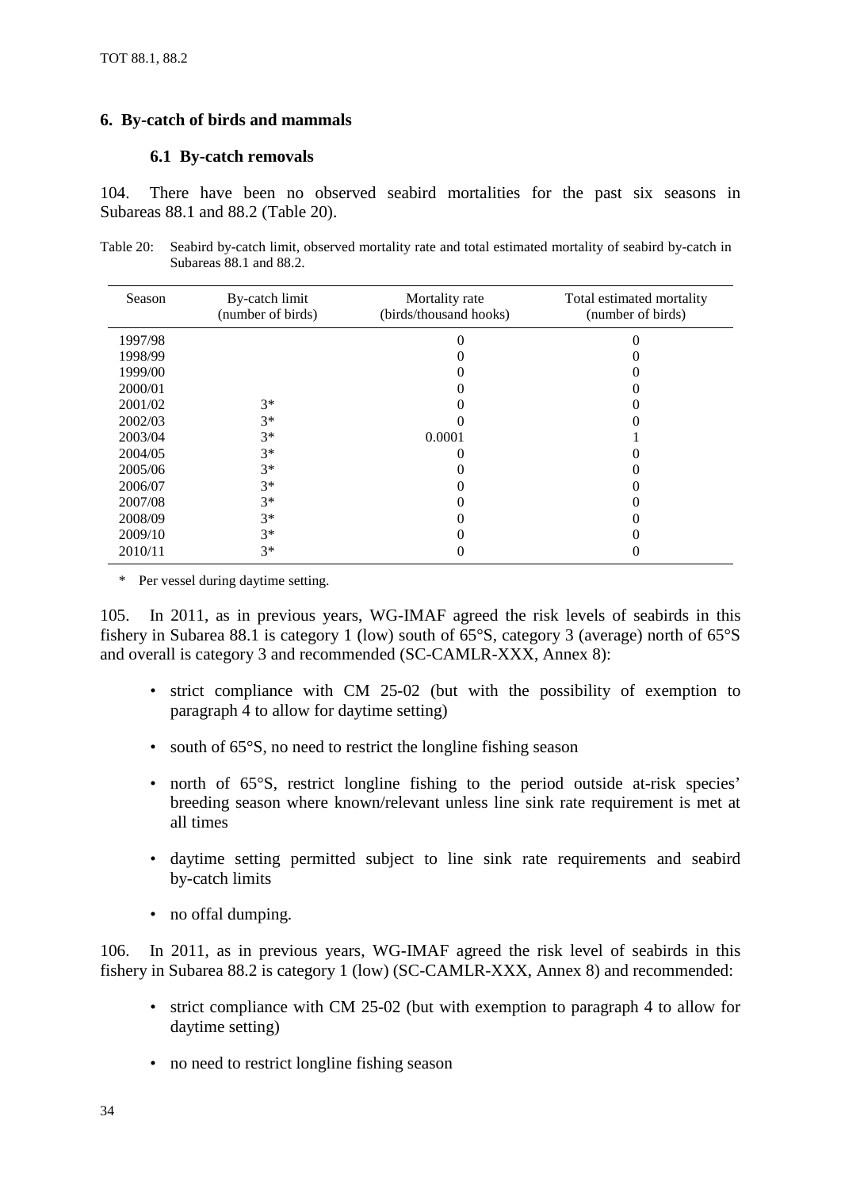## 6. By-catch of birds and mammals

### 6.1 By-catch removals

104. There have been no observed seabird mortalities for the past six seasons in Subareas 88.1 and 88.2 (Table 20).

Table 20: Seabird by-catch limit, observed mortality rate and total estimated mortality of seabird by-catch in Subareas 88.1 and 88.2.

| Season | By-catch limit (number of birds) | Mortality rate (birds/thousand hooks) | Total estimated mortality (number of birds) |
|---|---|---|---|
| 1997/98 | | 0 | 0 |
| 1998/99 | | 0 | 0 |
| 1999/00 | | 0 | 0 |
| 2000/01 | | 0 | 0 |
| 2001/02 | 3* | 0 | 0 |
| 2002/03 | 3* | 0 | 0 |
| 2003/04 | 3* | 0.0001 | 1 |
| 2004/05 | 3* | 0 | 0 |
| 2005/06 | 3* | 0 | 0 |
| 2006/07 | 3* | 0 | 0 |
| 2007/08 | 3* | 0 | 0 |
| 2008/09 | 3* | 0 | 0 |
| 2009/10 | 3* | 0 | 0 |
| 2010/11 | 3* | 0 | 0 |

\* Per vessel during daytime setting.

105. In 2011, as in previous years, WG-IMAF agreed the risk levels of seabirds in this fishery in Subarea 88.1 is category 1 (low) south of 65°S, category 3 (average) north of 65°S and overall is category 3 and recommended (SC-CAMLR-XXX, Annex 8):

- strict compliance with CM 25-02 (but with the possibility of exemption to paragraph 4 to allow for daytime setting)
- south of 65°S, no need to restrict the longline fishing season
- north of 65°S, restrict longline fishing to the period outside at-risk species' breeding season where known/relevant unless line sink rate requirement is met at all times
- daytime setting permitted subject to line sink rate requirements and seabird by-catch limits
- no offal dumping.

106. In 2011, as in previous years, WG-IMAF agreed the risk level of seabirds in this fishery in Subarea 88.2 is category 1 (low) (SC-CAMLR-XXX, Annex 8) and recommended:

- strict compliance with CM 25-02 (but with exemption to paragraph 4 to allow for daytime setting)
- no need to restrict longline fishing season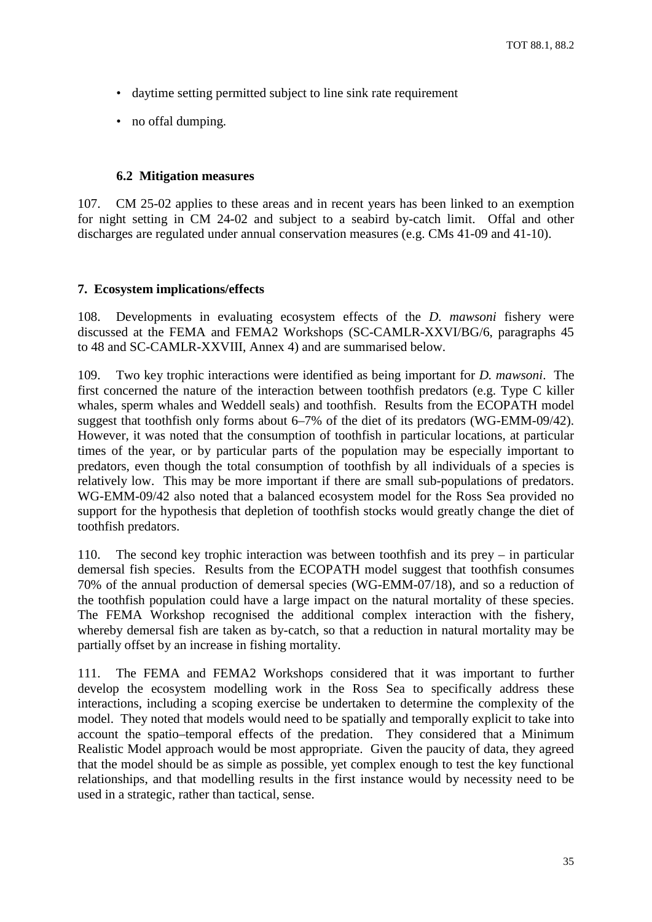- daytime setting permitted subject to line sink rate requirement
- no offal dumping.

### 6.2 Mitigation measures

107. CM 25-02 applies to these areas and in recent years has been linked to an exemption for night setting in CM 24-02 and subject to a seabird by-catch limit. Offal and other discharges are regulated under annual conservation measures (e.g. CMs 41-09 and 41-10).

## 7. Ecosystem implications/effects

108. Developments in evaluating ecosystem effects of the *D. mawsoni* fishery were discussed at the FEMA and FEMA2 Workshops (SC-CAMLR-XXVI/BG/6, paragraphs 45 to 48 and SC-CAMLR-XXVIII, Annex 4) and are summarised below.

109. Two key trophic interactions were identified as being important for *D. mawsoni*. The first concerned the nature of the interaction between toothfish predators (e.g. Type C killer whales, sperm whales and Weddell seals) and toothfish. Results from the ECOPATH model suggest that toothfish only forms about 6–7% of the diet of its predators (WG-EMM-09/42). However, it was noted that the consumption of toothfish in particular locations, at particular times of the year, or by particular parts of the population may be especially important to predators, even though the total consumption of toothfish by all individuals of a species is relatively low. This may be more important if there are small sub-populations of predators. WG-EMM-09/42 also noted that a balanced ecosystem model for the Ross Sea provided no support for the hypothesis that depletion of toothfish stocks would greatly change the diet of toothfish predators.

110. The second key trophic interaction was between toothfish and its prey – in particular demersal fish species. Results from the ECOPATH model suggest that toothfish consumes 70% of the annual production of demersal species (WG-EMM-07/18), and so a reduction of the toothfish population could have a large impact on the natural mortality of these species. The FEMA Workshop recognised the additional complex interaction with the fishery, whereby demersal fish are taken as by-catch, so that a reduction in natural mortality may be partially offset by an increase in fishing mortality.

111. The FEMA and FEMA2 Workshops considered that it was important to further develop the ecosystem modelling work in the Ross Sea to specifically address these interactions, including a scoping exercise be undertaken to determine the complexity of the model. They noted that models would need to be spatially and temporally explicit to take into account the spatio–temporal effects of the predation. They considered that a Minimum Realistic Model approach would be most appropriate. Given the paucity of data, they agreed that the model should be as simple as possible, yet complex enough to test the key functional relationships, and that modelling results in the first instance would by necessity need to be used in a strategic, rather than tactical, sense.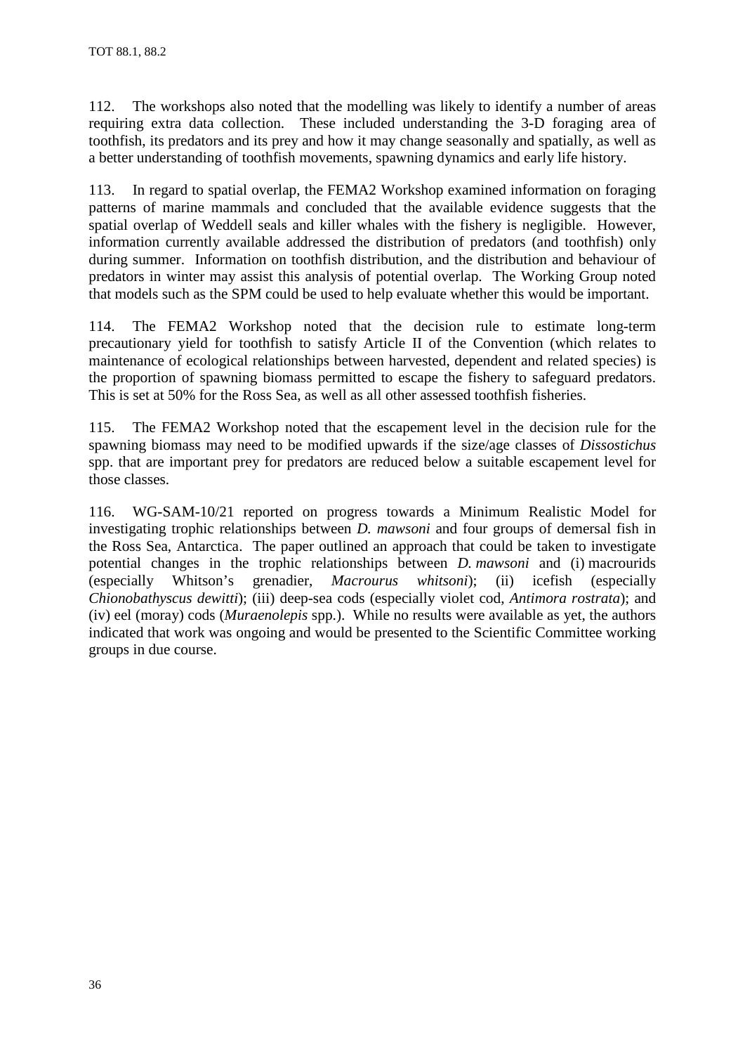112. The workshops also noted that the modelling was likely to identify a number of areas requiring extra data collection. These included understanding the 3-D foraging area of toothfish, its predators and its prey and how it may change seasonally and spatially, as well as a better understanding of toothfish movements, spawning dynamics and early life history.

113. In regard to spatial overlap, the FEMA2 Workshop examined information on foraging patterns of marine mammals and concluded that the available evidence suggests that the spatial overlap of Weddell seals and killer whales with the fishery is negligible. However, information currently available addressed the distribution of predators (and toothfish) only during summer. Information on toothfish distribution, and the distribution and behaviour of predators in winter may assist this analysis of potential overlap. The Working Group noted that models such as the SPM could be used to help evaluate whether this would be important.

114. The FEMA2 Workshop noted that the decision rule to estimate long-term precautionary yield for toothfish to satisfy Article II of the Convention (which relates to maintenance of ecological relationships between harvested, dependent and related species) is the proportion of spawning biomass permitted to escape the fishery to safeguard predators. This is set at 50% for the Ross Sea, as well as all other assessed toothfish fisheries.

115. The FEMA2 Workshop noted that the escapement level in the decision rule for the spawning biomass may need to be modified upwards if the size/age classes of *Dissostichus* spp. that are important prey for predators are reduced below a suitable escapement level for those classes.

116. WG-SAM-10/21 reported on progress towards a Minimum Realistic Model for investigating trophic relationships between *D. mawsoni* and four groups of demersal fish in the Ross Sea, Antarctica. The paper outlined an approach that could be taken to investigate potential changes in the trophic relationships between *D. mawsoni* and (i) macrourids (especially Whitson's grenadier, *Macrourus whitsoni*); (ii) icefish (especially *Chionobathyscus dewitti*); (iii) deep-sea cods (especially violet cod, *Antimora rostrata*); and (iv) eel (moray) cods (*Muraenolepis* spp.). While no results were available as yet, the authors indicated that work was ongoing and would be presented to the Scientific Committee working groups in due course.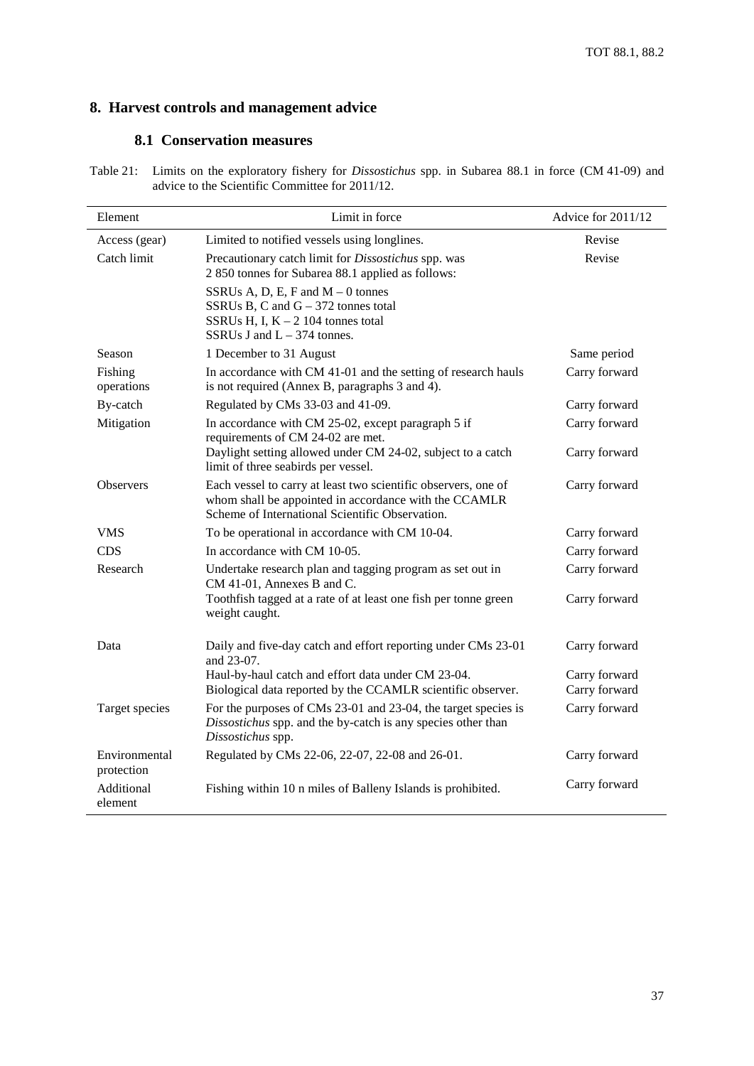## 8. Harvest controls and management advice

### 8.1 Conservation measures

Table 21: Limits on the exploratory fishery for *Dissostichus* spp. in Subarea 88.1 in force (CM 41-09) and advice to the Scientific Committee for 2011/12.

| Element | Limit in force | Advice for 2011/12 |
|---|---|---|
| Access (gear) | Limited to notified vessels using longlines. | Revise |
| Catch limit | Precautionary catch limit for *Dissostichus* spp. was 2 850 tonnes for Subarea 88.1 applied as follows:<br>SSRUs A, D, E, F and M – 0 tonnes<br>SSRUs B, C and G – 372 tonnes total<br>SSRUs H, I, K – 2 104 tonnes total<br>SSRUs J and L – 374 tonnes. | Revise |
| Season | 1 December to 31 August | Same period |
| Fishing operations | In accordance with CM 41-01 and the setting of research hauls is not required (Annex B, paragraphs 3 and 4). | Carry forward |
| By-catch | Regulated by CMs 33-03 and 41-09. | Carry forward |
| Mitigation | In accordance with CM 25-02, except paragraph 5 if requirements of CM 24-02 are met. | Carry forward |
| | Daylight setting allowed under CM 24-02, subject to a catch limit of three seabirds per vessel. | Carry forward |
| Observers | Each vessel to carry at least two scientific observers, one of whom shall be appointed in accordance with the CCAMLR Scheme of International Scientific Observation. | Carry forward |
| VMS | To be operational in accordance with CM 10-04. | Carry forward |
| CDS | In accordance with CM 10-05. | Carry forward |
| Research | Undertake research plan and tagging program as set out in CM 41-01, Annexes B and C. | Carry forward |
| | Toothfish tagged at a rate of at least one fish per tonne green weight caught. | Carry forward |
| Data | Daily and five-day catch and effort reporting under CMs 23-01 and 23-07. | Carry forward |
| | Haul-by-haul catch and effort data under CM 23-04. | Carry forward |
| | Biological data reported by the CCAMLR scientific observer. | Carry forward |
| Target species | For the purposes of CMs 23-01 and 23-04, the target species is *Dissostichus* spp. and the by-catch is any species other than *Dissostichus* spp. | Carry forward |
| Environmental protection | Regulated by CMs 22-06, 22-07, 22-08 and 26-01. | Carry forward |
| Additional element | Fishing within 10 n miles of Balleny Islands is prohibited. | Carry forward |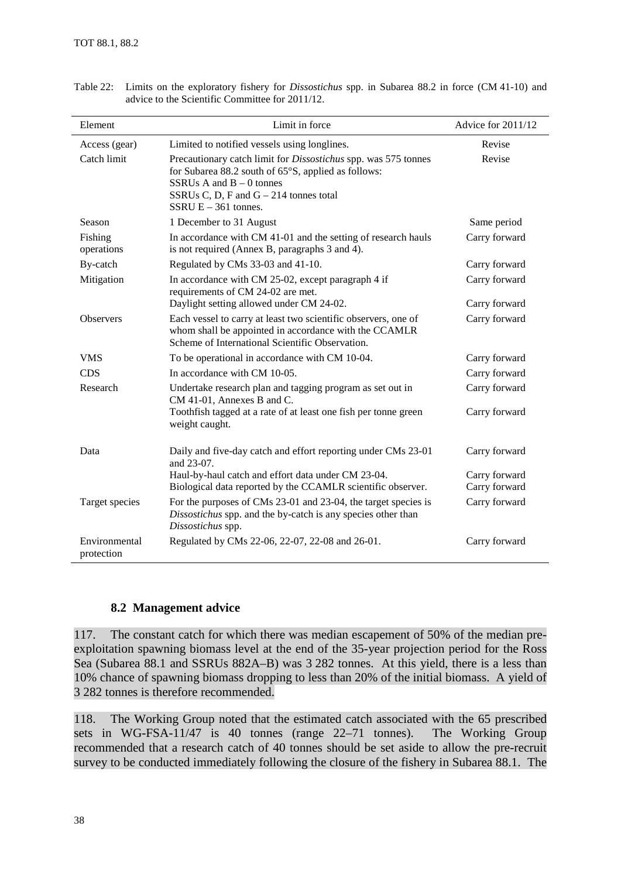Table 22: Limits on the exploratory fishery for *Dissostichus* spp. in Subarea 88.2 in force (CM 41-10) and advice to the Scientific Committee for 2011/12.

| Element | Limit in force | Advice for 2011/12 |
|---|---|---|
| Access (gear) | Limited to notified vessels using longlines. | Revise |
| Catch limit | Precautionary catch limit for *Dissostichus* spp. was 575 tonnes for Subarea 88.2 south of 65°S, applied as follows:<br>SSRUs A and B – 0 tonnes<br>SSRUs C, D, F and G – 214 tonnes total<br>SSRU E – 361 tonnes. | Revise |
| Season | 1 December to 31 August | Same period |
| Fishing operations | In accordance with CM 41-01 and the setting of research hauls is not required (Annex B, paragraphs 3 and 4). | Carry forward |
| By-catch | Regulated by CMs 33-03 and 41-10. | Carry forward |
| Mitigation | In accordance with CM 25-02, except paragraph 4 if requirements of CM 24-02 are met.<br>Daylight setting allowed under CM 24-02. | Carry forward<br>Carry forward |
| Observers | Each vessel to carry at least two scientific observers, one of whom shall be appointed in accordance with the CCAMLR Scheme of International Scientific Observation. | Carry forward |
| VMS | To be operational in accordance with CM 10-04. | Carry forward |
| CDS | In accordance with CM 10-05. | Carry forward |
| Research | Undertake research plan and tagging program as set out in CM 41-01, Annexes B and C.<br>Toothfish tagged at a rate of at least one fish per tonne green weight caught. | Carry forward<br>Carry forward |
| Data | Daily and five-day catch and effort reporting under CMs 23-01 and 23-07.<br>Haul-by-haul catch and effort data under CM 23-04.<br>Biological data reported by the CCAMLR scientific observer. | Carry forward<br>Carry forward<br>Carry forward |
| Target species | For the purposes of CMs 23-01 and 23-04, the target species is *Dissostichus* spp. and the by-catch is any species other than *Dissostichus* spp. | Carry forward |
| Environmental protection | Regulated by CMs 22-06, 22-07, 22-08 and 26-01. | Carry forward |

### 8.2 Management advice

117. The constant catch for which there was median escapement of 50% of the median pre-exploitation spawning biomass level at the end of the 35-year projection period for the Ross Sea (Subarea 88.1 and SSRUs 882A–B) was 3 282 tonnes. At this yield, there is a less than 10% chance of spawning biomass dropping to less than 20% of the initial biomass. A yield of 3 282 tonnes is therefore recommended.

118. The Working Group noted that the estimated catch associated with the 65 prescribed sets in WG-FSA-11/47 is 40 tonnes (range 22–71 tonnes). The Working Group recommended that a research catch of 40 tonnes should be set aside to allow the pre-recruit survey to be conducted immediately following the closure of the fishery in Subarea 88.1. The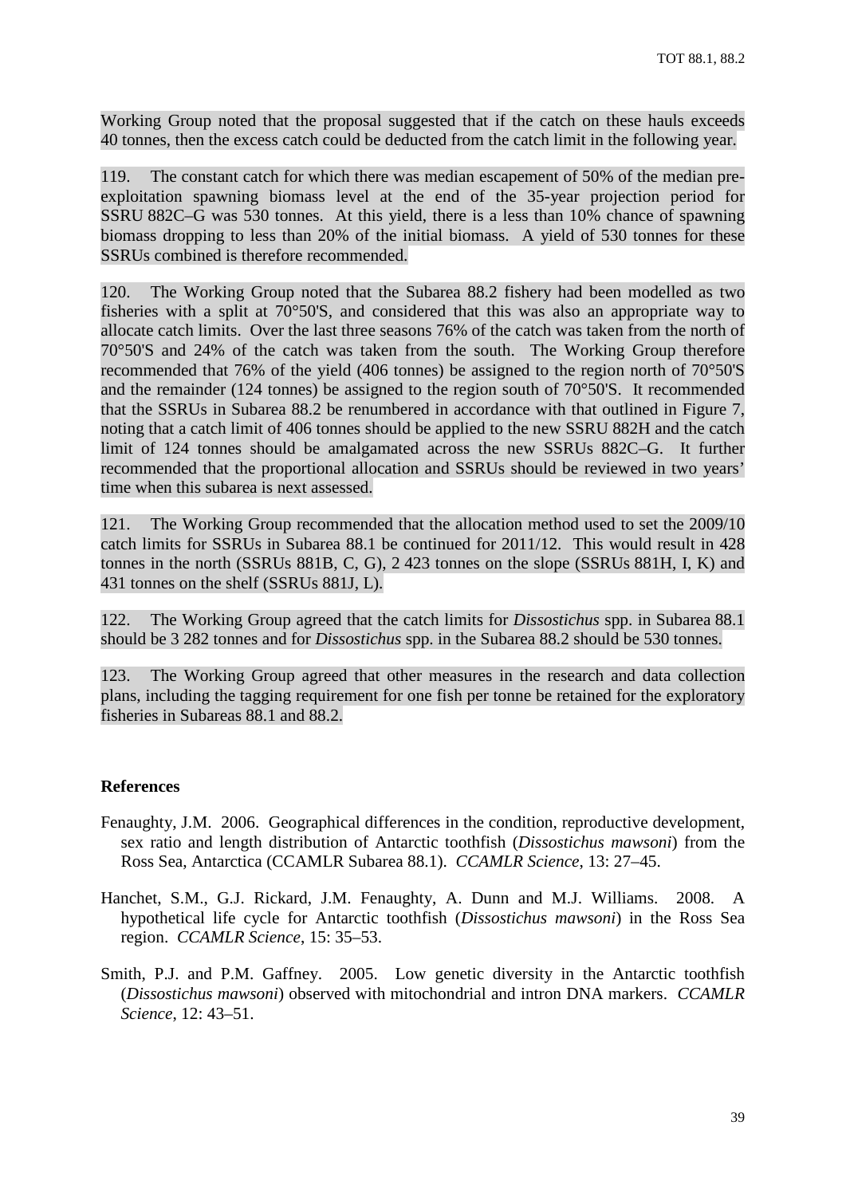Working Group noted that the proposal suggested that if the catch on these hauls exceeds 40 tonnes, then the excess catch could be deducted from the catch limit in the following year.

119. The constant catch for which there was median escapement of 50% of the median pre-exploitation spawning biomass level at the end of the 35-year projection period for SSRU 882C–G was 530 tonnes. At this yield, there is a less than 10% chance of spawning biomass dropping to less than 20% of the initial biomass. A yield of 530 tonnes for these SSRUs combined is therefore recommended.

120. The Working Group noted that the Subarea 88.2 fishery had been modelled as two fisheries with a split at 70°50'S, and considered that this was also an appropriate way to allocate catch limits. Over the last three seasons 76% of the catch was taken from the north of 70°50'S and 24% of the catch was taken from the south. The Working Group therefore recommended that 76% of the yield (406 tonnes) be assigned to the region north of 70°50'S and the remainder (124 tonnes) be assigned to the region south of 70°50'S. It recommended that the SSRUs in Subarea 88.2 be renumbered in accordance with that outlined in Figure 7, noting that a catch limit of 406 tonnes should be applied to the new SSRU 882H and the catch limit of 124 tonnes should be amalgamated across the new SSRUs 882C–G. It further recommended that the proportional allocation and SSRUs should be reviewed in two years' time when this subarea is next assessed.

121. The Working Group recommended that the allocation method used to set the 2009/10 catch limits for SSRUs in Subarea 88.1 be continued for 2011/12. This would result in 428 tonnes in the north (SSRUs 881B, C, G), 2 423 tonnes on the slope (SSRUs 881H, I, K) and 431 tonnes on the shelf (SSRUs 881J, L).

122. The Working Group agreed that the catch limits for *Dissostichus* spp. in Subarea 88.1 should be 3 282 tonnes and for *Dissostichus* spp. in the Subarea 88.2 should be 530 tonnes.

123. The Working Group agreed that other measures in the research and data collection plans, including the tagging requirement for one fish per tonne be retained for the exploratory fisheries in Subareas 88.1 and 88.2.

## References

Fenaughty, J.M. 2006. Geographical differences in the condition, reproductive development, sex ratio and length distribution of Antarctic toothfish (*Dissostichus mawsoni*) from the Ross Sea, Antarctica (CCAMLR Subarea 88.1). *CCAMLR Science*, 13: 27–45.

Hanchet, S.M., G.J. Rickard, J.M. Fenaughty, A. Dunn and M.J. Williams. 2008. A hypothetical life cycle for Antarctic toothfish (*Dissostichus mawsoni*) in the Ross Sea region. *CCAMLR Science*, 15: 35–53.

Smith, P.J. and P.M. Gaffney. 2005. Low genetic diversity in the Antarctic toothfish (*Dissostichus mawsoni*) observed with mitochondrial and intron DNA markers. *CCAMLR Science*, 12: 43–51.